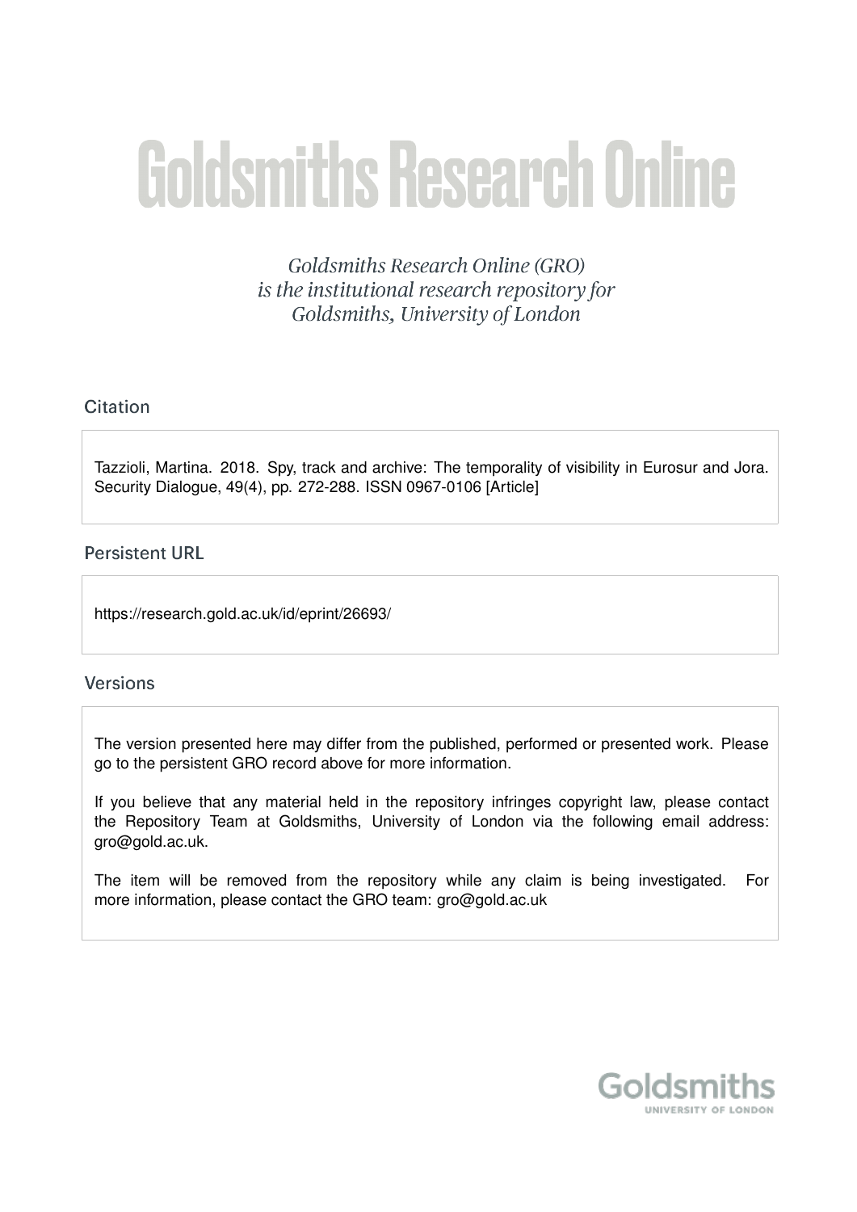# Goldsmiths Research Online

*Goldsmiths Research Online (GRO) is the institutional research repository for Goldsmiths, University of London*

## Citation

Tazzioli, Martina. 2018. Spy, track and archive: The temporality of visibility in Eurosur and Jora. Security Dialogue, 49(4), pp. 272-288. ISSN 0967-0106 [Article]

## Persistent URL

https://research.gold.ac.uk/id/eprint/26693/

## Versions

The version presented here may differ from the published, performed or presented work. Please go to the persistent GRO record above for more information.

If you believe that any material held in the repository infringes copyright law, please contact the Repository Team at Goldsmiths, University of London via the following email address: gro@gold.ac.uk.

The item will be removed from the repository while any claim is being investigated. For more information, please contact the GRO team: gro@gold.ac.uk

Goldsmiths
UNIVERSITY OF LONDON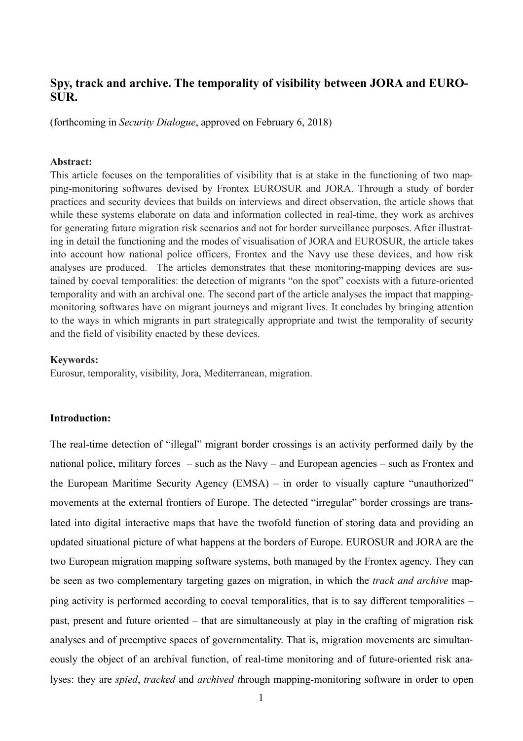## Spy, track and archive. The temporality of visibility between JORA and EUROSUR.

(forthcoming in *Security Dialogue*, approved on February 6, 2018)

**Abstract:**
This article focuses on the temporalities of visibility that is at stake in the functioning of two mapping-monitoring softwares devised by Frontex EUROSUR and JORA. Through a study of border practices and security devices that builds on interviews and direct observation, the article shows that while these systems elaborate on data and information collected in real-time, they work as archives for generating future migration risk scenarios and not for border surveillance purposes. After illustrating in detail the functioning and the modes of visualisation of JORA and EUROSUR, the article takes into account how national police officers, Frontex and the Navy use these devices, and how risk analyses are produced. The articles demonstrates that these monitoring-mapping devices are sustained by coeval temporalities: the detection of migrants "on the spot" coexists with a future-oriented temporality and with an archival one. The second part of the article analyses the impact that mapping-monitoring softwares have on migrant journeys and migrant lives. It concludes by bringing attention to the ways in which migrants in part strategically appropriate and twist the temporality of security and the field of visibility enacted by these devices.

**Keywords:**
Eurosur, temporality, visibility, Jora, Mediterranean, migration.

**Introduction:**

The real-time detection of "illegal" migrant border crossings is an activity performed daily by the national police, military forces – such as the Navy – and European agencies – such as Frontex and the European Maritime Security Agency (EMSA) – in order to visually capture "unauthorized" movements at the external frontiers of Europe. The detected "irregular" border crossings are translated into digital interactive maps that have the twofold function of storing data and providing an updated situational picture of what happens at the borders of Europe. EUROSUR and JORA are the two European migration mapping software systems, both managed by the Frontex agency. They can be seen as two complementary targeting gazes on migration, in which the *track and archive* mapping activity is performed according to coeval temporalities, that is to say different temporalities – past, present and future oriented – that are simultaneously at play in the crafting of migration risk analyses and of preemptive spaces of governmentality. That is, migration movements are simultaneously the object of an archival function, of real-time monitoring and of future-oriented risk analyses: they are *spied*, *tracked* and *archived* through mapping-monitoring software in order to open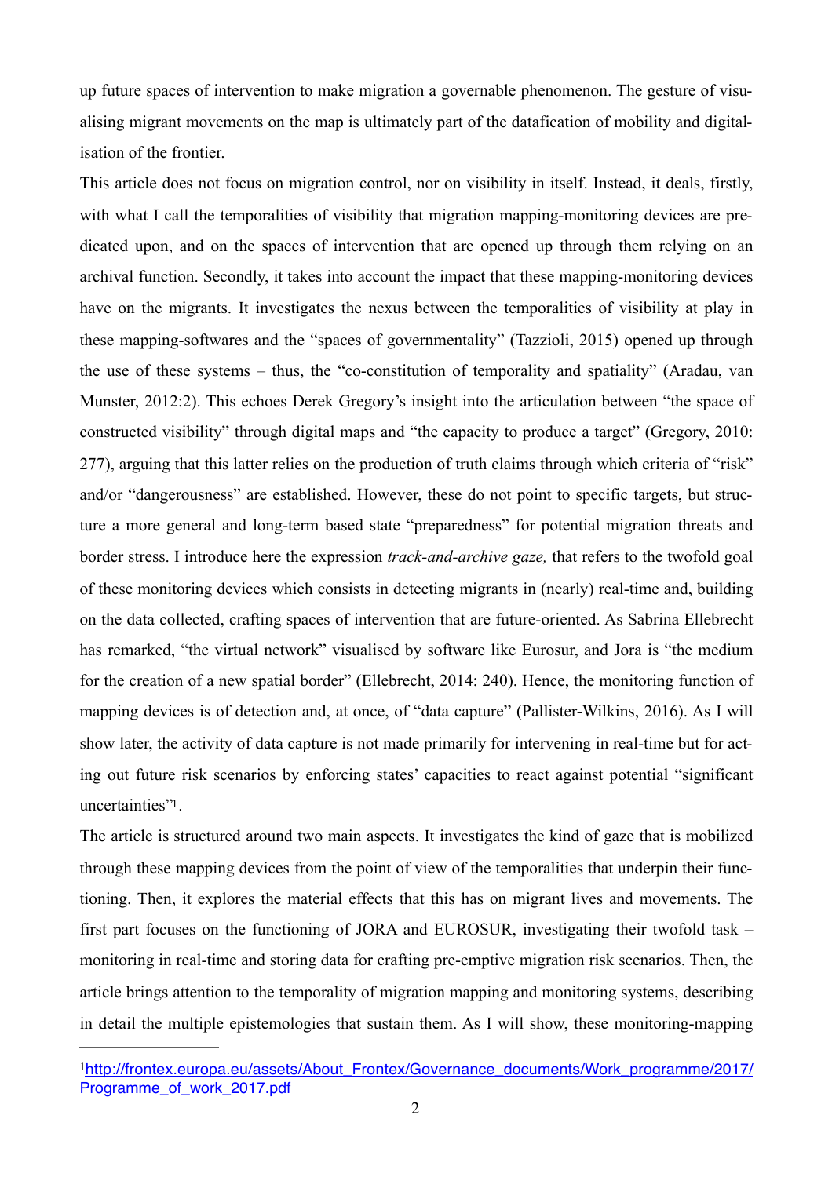up future spaces of intervention to make migration a governable phenomenon. The gesture of visualising migrant movements on the map is ultimately part of the datafication of mobility and digitalisation of the frontier.

This article does not focus on migration control, nor on visibility in itself. Instead, it deals, firstly, with what I call the temporalities of visibility that migration mapping-monitoring devices are predicated upon, and on the spaces of intervention that are opened up through them relying on an archival function. Secondly, it takes into account the impact that these mapping-monitoring devices have on the migrants. It investigates the nexus between the temporalities of visibility at play in these mapping-softwares and the "spaces of governmentality" (Tazzioli, 2015) opened up through the use of these systems – thus, the "co-constitution of temporality and spatiality" (Aradau, van Munster, 2012:2). This echoes Derek Gregory's insight into the articulation between "the space of constructed visibility" through digital maps and "the capacity to produce a target" (Gregory, 2010: 277), arguing that this latter relies on the production of truth claims through which criteria of "risk" and/or "dangerousness" are established. However, these do not point to specific targets, but structure a more general and long-term based state "preparedness" for potential migration threats and border stress. I introduce here the expression *track-and-archive gaze,* that refers to the twofold goal of these monitoring devices which consists in detecting migrants in (nearly) real-time and, building on the data collected, crafting spaces of intervention that are future-oriented. As Sabrina Ellebrecht has remarked, "the virtual network" visualised by software like Eurosur, and Jora is "the medium for the creation of a new spatial border" (Ellebrecht, 2014: 240). Hence, the monitoring function of mapping devices is of detection and, at once, of "data capture" (Pallister-Wilkins, 2016). As I will show later, the activity of data capture is not made primarily for intervening in real-time but for acting out future risk scenarios by enforcing states' capacities to react against potential "significant uncertainties"[1].

The article is structured around two main aspects. It investigates the kind of gaze that is mobilized through these mapping devices from the point of view of the temporalities that underpin their functioning. Then, it explores the material effects that this has on migrant lives and movements. The first part focuses on the functioning of JORA and EUROSUR, investigating their twofold task – monitoring in real-time and storing data for crafting pre-emptive migration risk scenarios. Then, the article brings attention to the temporality of migration mapping and monitoring systems, describing in detail the multiple epistemologies that sustain them. As I will show, these monitoring-mapping

---

[1] http://frontex.europa.eu/assets/About_Frontex/Governance_documents/Work_programme/2017/Programme_of_work_2017.pdf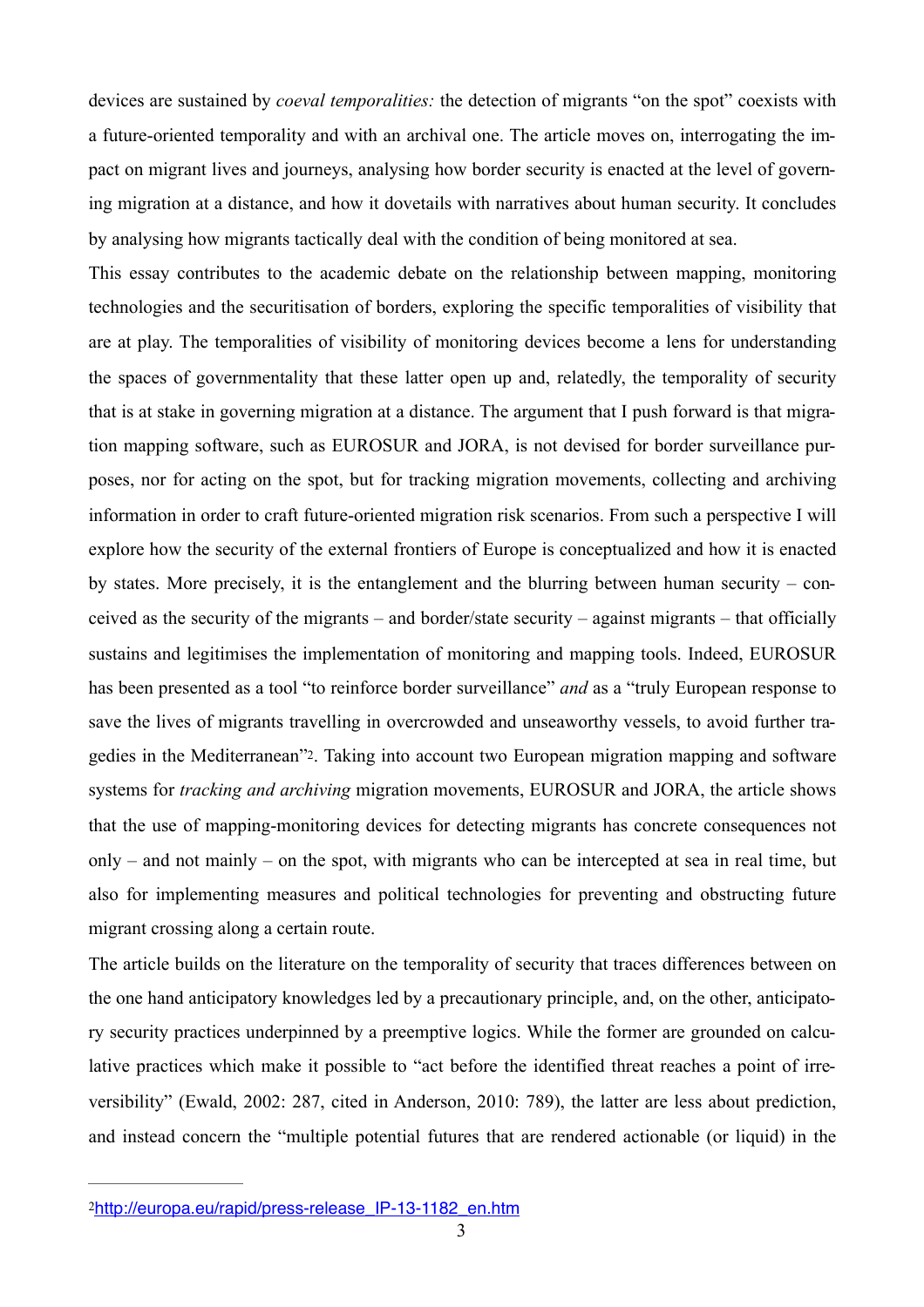devices are sustained by *coeval temporalities:* the detection of migrants "on the spot" coexists with a future-oriented temporality and with an archival one. The article moves on, interrogating the impact on migrant lives and journeys, analysing how border security is enacted at the level of governing migration at a distance, and how it dovetails with narratives about human security. It concludes by analysing how migrants tactically deal with the condition of being monitored at sea.

This essay contributes to the academic debate on the relationship between mapping, monitoring technologies and the securitisation of borders, exploring the specific temporalities of visibility that are at play. The temporalities of visibility of monitoring devices become a lens for understanding the spaces of governmentality that these latter open up and, relatedly, the temporality of security that is at stake in governing migration at a distance. The argument that I push forward is that migration mapping software, such as EUROSUR and JORA, is not devised for border surveillance purposes, nor for acting on the spot, but for tracking migration movements, collecting and archiving information in order to craft future-oriented migration risk scenarios. From such a perspective I will explore how the security of the external frontiers of Europe is conceptualized and how it is enacted by states. More precisely, it is the entanglement and the blurring between human security – conceived as the security of the migrants – and border/state security – against migrants – that officially sustains and legitimises the implementation of monitoring and mapping tools. Indeed, EUROSUR has been presented as a tool "to reinforce border surveillance" *and* as a "truly European response to save the lives of migrants travelling in overcrowded and unseaworthy vessels, to avoid further tragedies in the Mediterranean"[2]. Taking into account two European migration mapping and software systems for *tracking and archiving* migration movements, EUROSUR and JORA, the article shows that the use of mapping-monitoring devices for detecting migrants has concrete consequences not only – and not mainly – on the spot, with migrants who can be intercepted at sea in real time, but also for implementing measures and political technologies for preventing and obstructing future migrant crossing along a certain route.

The article builds on the literature on the temporality of security that traces differences between on the one hand anticipatory knowledges led by a precautionary principle, and, on the other, anticipatory security practices underpinned by a preemptive logics. While the former are grounded on calculative practices which make it possible to "act before the identified threat reaches a point of irreversibility" (Ewald, 2002: 287, cited in Anderson, 2010: 789), the latter are less about prediction, and instead concern the "multiple potential futures that are rendered actionable (or liquid) in the

---

[2] http://europa.eu/rapid/press-release_IP-13-1182_en.htm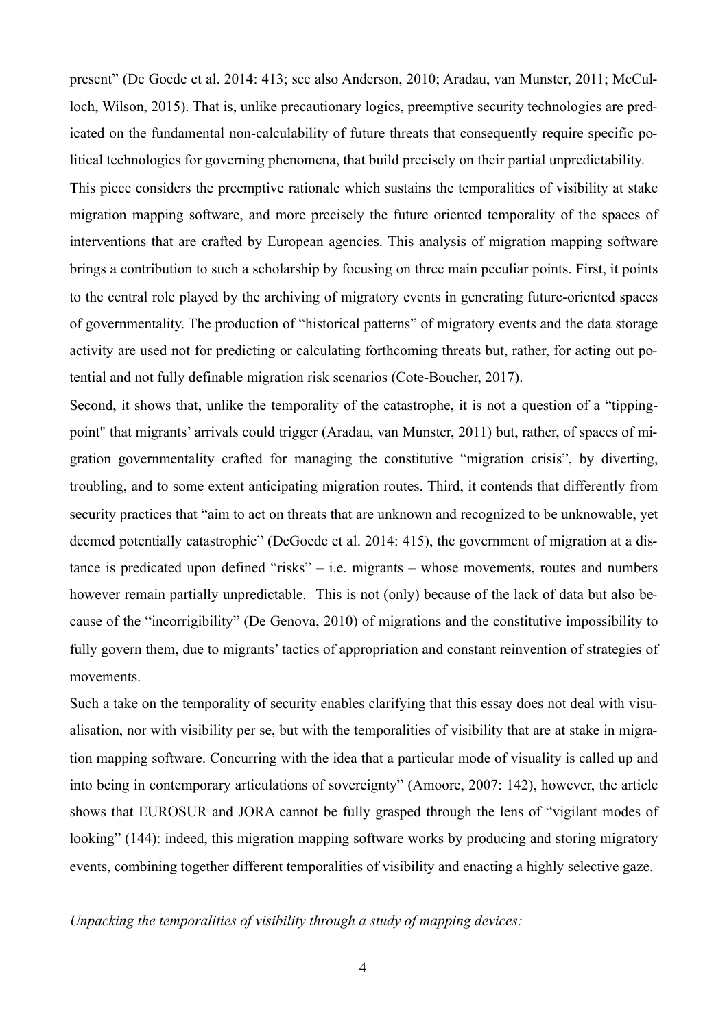present" (De Goede et al. 2014: 413; see also Anderson, 2010; Aradau, van Munster, 2011; McCulloch, Wilson, 2015). That is, unlike precautionary logics, preemptive security technologies are predicated on the fundamental non-calculability of future threats that consequently require specific political technologies for governing phenomena, that build precisely on their partial unpredictability.

This piece considers the preemptive rationale which sustains the temporalities of visibility at stake migration mapping software, and more precisely the future oriented temporality of the spaces of interventions that are crafted by European agencies. This analysis of migration mapping software brings a contribution to such a scholarship by focusing on three main peculiar points. First, it points to the central role played by the archiving of migratory events in generating future-oriented spaces of governmentality. The production of "historical patterns" of migratory events and the data storage activity are used not for predicting or calculating forthcoming threats but, rather, for acting out potential and not fully definable migration risk scenarios (Cote-Boucher, 2017).

Second, it shows that, unlike the temporality of the catastrophe, it is not a question of a "tipping-point" that migrants' arrivals could trigger (Aradau, van Munster, 2011) but, rather, of spaces of migration governmentality crafted for managing the constitutive "migration crisis", by diverting, troubling, and to some extent anticipating migration routes. Third, it contends that differently from security practices that "aim to act on threats that are unknown and recognized to be unknowable, yet deemed potentially catastrophic" (DeGoede et al. 2014: 415), the government of migration at a distance is predicated upon defined "risks" – i.e. migrants – whose movements, routes and numbers however remain partially unpredictable. This is not (only) because of the lack of data but also because of the "incorrigibility" (De Genova, 2010) of migrations and the constitutive impossibility to fully govern them, due to migrants' tactics of appropriation and constant reinvention of strategies of movements.

Such a take on the temporality of security enables clarifying that this essay does not deal with visualisation, nor with visibility per se, but with the temporalities of visibility that are at stake in migration mapping software. Concurring with the idea that a particular mode of visuality is called up and into being in contemporary articulations of sovereignty" (Amoore, 2007: 142), however, the article shows that EUROSUR and JORA cannot be fully grasped through the lens of "vigilant modes of looking" (144): indeed, this migration mapping software works by producing and storing migratory events, combining together different temporalities of visibility and enacting a highly selective gaze.

*Unpacking the temporalities of visibility through a study of mapping devices:*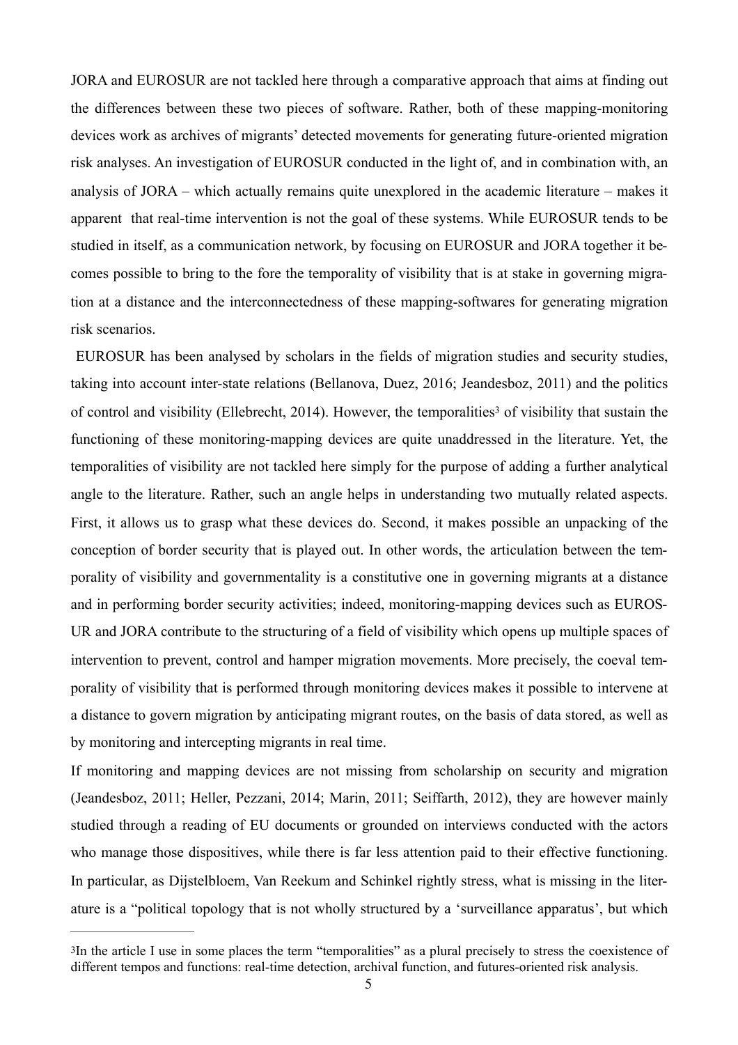JORA and EUROSUR are not tackled here through a comparative approach that aims at finding out the differences between these two pieces of software. Rather, both of these mapping-monitoring devices work as archives of migrants' detected movements for generating future-oriented migration risk analyses. An investigation of EUROSUR conducted in the light of, and in combination with, an analysis of JORA – which actually remains quite unexplored in the academic literature – makes it apparent that real-time intervention is not the goal of these systems. While EUROSUR tends to be studied in itself, as a communication network, by focusing on EUROSUR and JORA together it becomes possible to bring to the fore the temporality of visibility that is at stake in governing migration at a distance and the interconnectedness of these mapping-softwares for generating migration risk scenarios.

EUROSUR has been analysed by scholars in the fields of migration studies and security studies, taking into account inter-state relations (Bellanova, Duez, 2016; Jeandesboz, 2011) and the politics of control and visibility (Ellebrecht, 2014). However, the temporalities[3] of visibility that sustain the functioning of these monitoring-mapping devices are quite unaddressed in the literature. Yet, the temporalities of visibility are not tackled here simply for the purpose of adding a further analytical angle to the literature. Rather, such an angle helps in understanding two mutually related aspects. First, it allows us to grasp what these devices do. Second, it makes possible an unpacking of the conception of border security that is played out. In other words, the articulation between the temporality of visibility and governmentality is a constitutive one in governing migrants at a distance and in performing border security activities; indeed, monitoring-mapping devices such as EUROSUR and JORA contribute to the structuring of a field of visibility which opens up multiple spaces of intervention to prevent, control and hamper migration movements. More precisely, the coeval temporality of visibility that is performed through monitoring devices makes it possible to intervene at a distance to govern migration by anticipating migrant routes, on the basis of data stored, as well as by monitoring and intercepting migrants in real time.

If monitoring and mapping devices are not missing from scholarship on security and migration (Jeandesboz, 2011; Heller, Pezzani, 2014; Marin, 2011; Seiffarth, 2012), they are however mainly studied through a reading of EU documents or grounded on interviews conducted with the actors who manage those dispositives, while there is far less attention paid to their effective functioning. In particular, as Dijstelbloem, Van Reekum and Schinkel rightly stress, what is missing in the literature is a "political topology that is not wholly structured by a 'surveillance apparatus', but which

[3] In the article I use in some places the term "temporalities" as a plural precisely to stress the coexistence of different tempos and functions: real-time detection, archival function, and futures-oriented risk analysis.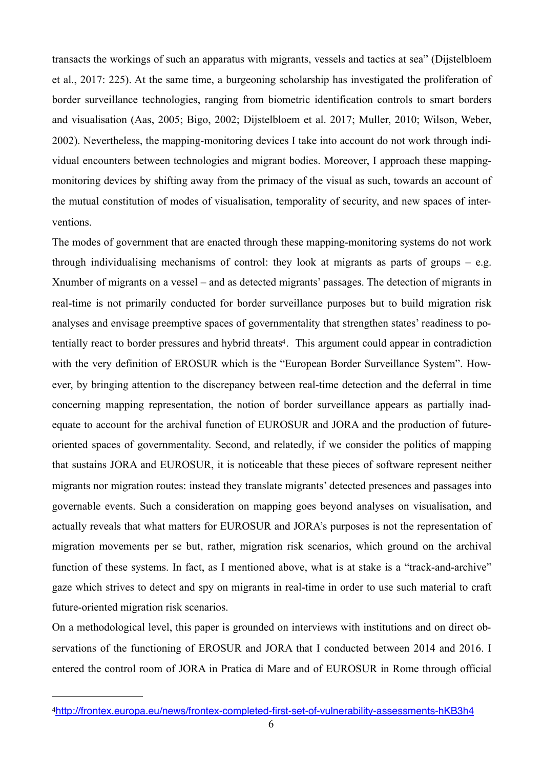transacts the workings of such an apparatus with migrants, vessels and tactics at sea" (Dijstelbloem et al., 2017: 225). At the same time, a burgeoning scholarship has investigated the proliferation of border surveillance technologies, ranging from biometric identification controls to smart borders and visualisation (Aas, 2005; Bigo, 2002; Dijstelbloem et al. 2017; Muller, 2010; Wilson, Weber, 2002). Nevertheless, the mapping-monitoring devices I take into account do not work through individual encounters between technologies and migrant bodies. Moreover, I approach these mapping-monitoring devices by shifting away from the primacy of the visual as such, towards an account of the mutual constitution of modes of visualisation, temporality of security, and new spaces of interventions.

The modes of government that are enacted through these mapping-monitoring systems do not work through individualising mechanisms of control: they look at migrants as parts of groups – e.g. Xnumber of migrants on a vessel – and as detected migrants' passages. The detection of migrants in real-time is not primarily conducted for border surveillance purposes but to build migration risk analyses and envisage preemptive spaces of governmentality that strengthen states' readiness to potentially react to border pressures and hybrid threats[4]. This argument could appear in contradiction with the very definition of EROSUR which is the "European Border Surveillance System". However, by bringing attention to the discrepancy between real-time detection and the deferral in time concerning mapping representation, the notion of border surveillance appears as partially inadequate to account for the archival function of EUROSUR and JORA and the production of future-oriented spaces of governmentality. Second, and relatedly, if we consider the politics of mapping that sustains JORA and EUROSUR, it is noticeable that these pieces of software represent neither migrants nor migration routes: instead they translate migrants' detected presences and passages into governable events. Such a consideration on mapping goes beyond analyses on visualisation, and actually reveals that what matters for EUROSUR and JORA's purposes is not the representation of migration movements per se but, rather, migration risk scenarios, which ground on the archival function of these systems. In fact, as I mentioned above, what is at stake is a "track-and-archive" gaze which strives to detect and spy on migrants in real-time in order to use such material to craft future-oriented migration risk scenarios.

On a methodological level, this paper is grounded on interviews with institutions and on direct observations of the functioning of EROSUR and JORA that I conducted between 2014 and 2016. I entered the control room of JORA in Pratica di Mare and of EUROSUR in Rome through official

---

[4] http://frontex.europa.eu/news/frontex-completed-first-set-of-vulnerability-assessments-hKB3h4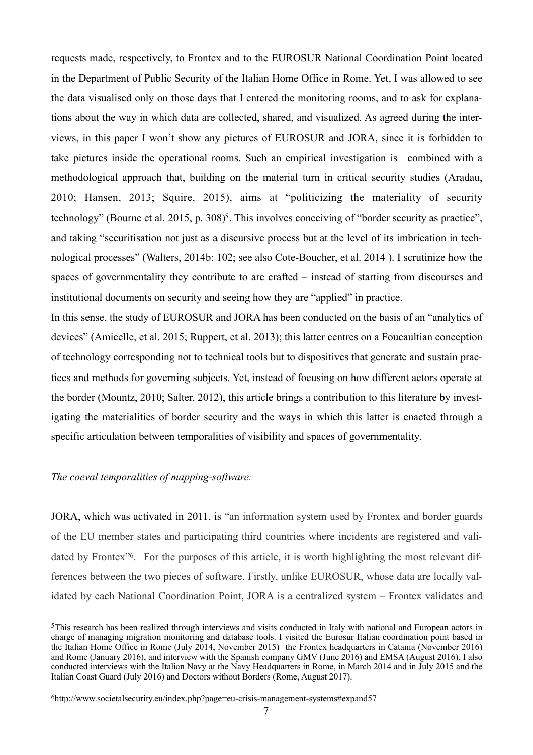requests made, respectively, to Frontex and to the EUROSUR National Coordination Point located in the Department of Public Security of the Italian Home Office in Rome. Yet, I was allowed to see the data visualised only on those days that I entered the monitoring rooms, and to ask for explanations about the way in which data are collected, shared, and visualized. As agreed during the interviews, in this paper I won't show any pictures of EUROSUR and JORA, since it is forbidden to take pictures inside the operational rooms. Such an empirical investigation is combined with a methodological approach that, building on the material turn in critical security studies (Aradau, 2010; Hansen, 2013; Squire, 2015), aims at "politicizing the materiality of security technology" (Bourne et al. 2015, p. 308)[5]. This involves conceiving of "border security as practice", and taking "securitisation not just as a discursive process but at the level of its imbrication in technological processes" (Walters, 2014b: 102; see also Cote-Boucher, et al. 2014 ). I scrutinize how the spaces of governmentality they contribute to are crafted – instead of starting from discourses and institutional documents on security and seeing how they are "applied" in practice.

In this sense, the study of EUROSUR and JORA has been conducted on the basis of an "analytics of devices" (Amicelle, et al. 2015; Ruppert, et al. 2013); this latter centres on a Foucaultian conception of technology corresponding not to technical tools but to dispositives that generate and sustain practices and methods for governing subjects. Yet, instead of focusing on how different actors operate at the border (Mountz, 2010; Salter, 2012), this article brings a contribution to this literature by investigating the materialities of border security and the ways in which this latter is enacted through a specific articulation between temporalities of visibility and spaces of governmentality.

*The coeval temporalities of mapping-software:*

JORA, which was activated in 2011, is "an information system used by Frontex and border guards of the EU member states and participating third countries where incidents are registered and validated by Frontex"[6]. For the purposes of this article, it is worth highlighting the most relevant differences between the two pieces of software. Firstly, unlike EUROSUR, whose data are locally validated by each National Coordination Point, JORA is a centralized system – Frontex validates and

---

[5] This research has been realized through interviews and visits conducted in Italy with national and European actors in charge of managing migration monitoring and database tools. I visited the Eurosur Italian coordination point based in the Italian Home Office in Rome (July 2014, November 2015) the Frontex headquarters in Catania (November 2016) and Rome (January 2016), and interview with the Spanish company GMV (June 2016) and EMSA (August 2016). I also conducted interviews with the Italian Navy at the Navy Headquarters in Rome, in March 2014 and in July 2015 and the Italian Coast Guard (July 2016) and Doctors without Borders (Rome, August 2017).

[6] http://www.societalsecurity.eu/index.php?page=eu-crisis-management-systems#expand57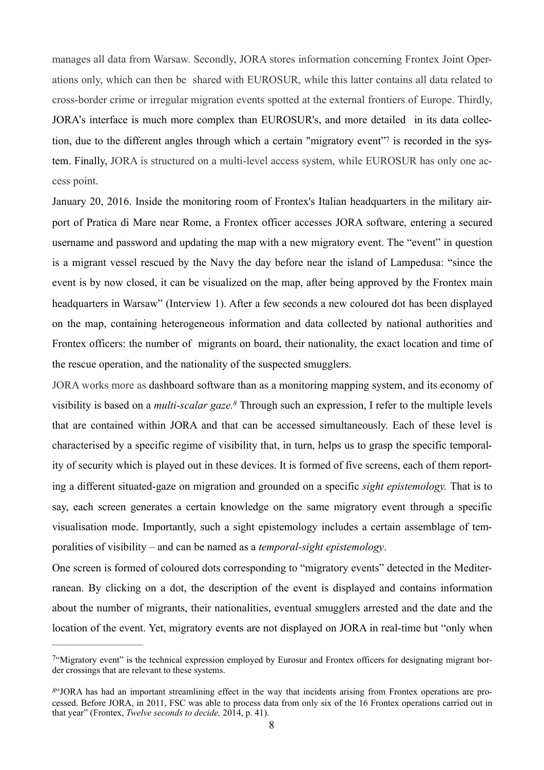manages all data from Warsaw. Secondly, JORA stores information concerning Frontex Joint Operations only, which can then be shared with EUROSUR, while this latter contains all data related to cross-border crime or irregular migration events spotted at the external frontiers of Europe. Thirdly, JORA's interface is much more complex than EUROSUR's, and more detailed in its data collection, due to the different angles through which a certain "migratory event"[7] is recorded in the system. Finally, JORA is structured on a multi-level access system, while EUROSUR has only one access point.

January 20, 2016. Inside the monitoring room of Frontex's Italian headquarters in the military airport of Pratica di Mare near Rome, a Frontex officer accesses JORA software, entering a secured username and password and updating the map with a new migratory event. The "event" in question is a migrant vessel rescued by the Navy the day before near the island of Lampedusa: "since the event is by now closed, it can be visualized on the map, after being approved by the Frontex main headquarters in Warsaw" (Interview 1). After a few seconds a new coloured dot has been displayed on the map, containing heterogeneous information and data collected by national authorities and Frontex officers: the number of migrants on board, their nationality, the exact location and time of the rescue operation, and the nationality of the suspected smugglers.

JORA works more as dashboard software than as a monitoring mapping system, and its economy of visibility is based on a *multi-scalar gaze.*[8] Through such an expression, I refer to the multiple levels that are contained within JORA and that can be accessed simultaneously. Each of these level is characterised by a specific regime of visibility that, in turn, helps us to grasp the specific temporality of security which is played out in these devices. It is formed of five screens, each of them reporting a different situated-gaze on migration and grounded on a specific *sight epistemology.* That is to say, each screen generates a certain knowledge on the same migratory event through a specific visualisation mode. Importantly, such a sight epistemology includes a certain assemblage of temporalities of visibility – and can be named as a *temporal-sight epistemology*.

One screen is formed of coloured dots corresponding to "migratory events" detected in the Mediterranean. By clicking on a dot, the description of the event is displayed and contains information about the number of migrants, their nationalities, eventual smugglers arrested and the date and the location of the event. Yet, migratory events are not displayed on JORA in real-time but "only when

---

[7] "Migratory event" is the technical expression employed by Eurosur and Frontex officers for designating migrant border crossings that are relevant to these systems.

[8] "JORA has had an important streamlining effect in the way that incidents arising from Frontex operations are processed. Before JORA, in 2011, FSC was able to process data from only six of the 16 Frontex operations carried out in that year" (Frontex, *Twelve seconds to decide,* 2014, p. 41).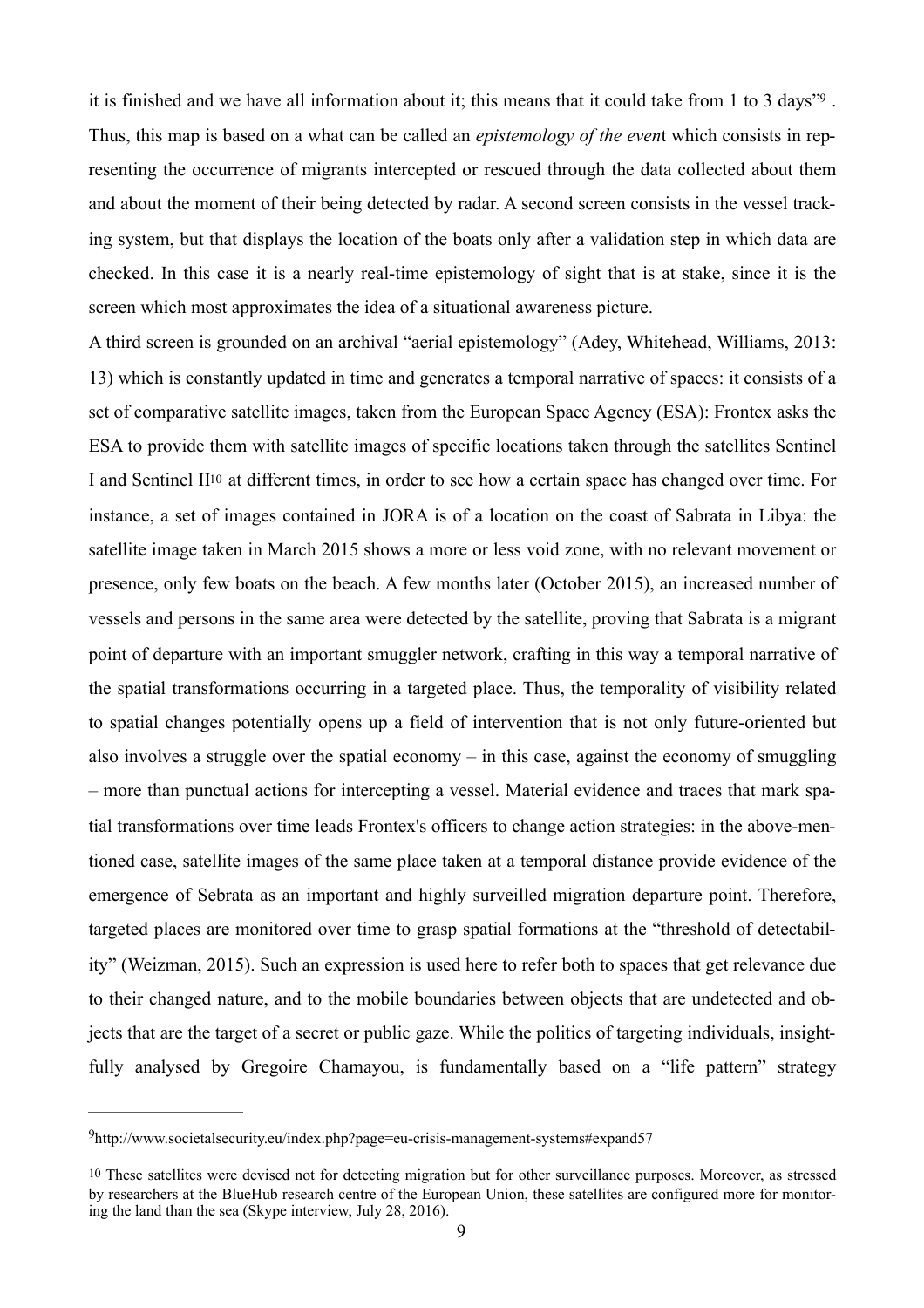it is finished and we have all information about it; this means that it could take from 1 to 3 days"[9] . Thus, this map is based on a what can be called an *epistemology of the event* which consists in representing the occurrence of migrants intercepted or rescued through the data collected about them and about the moment of their being detected by radar. A second screen consists in the vessel tracking system, but that displays the location of the boats only after a validation step in which data are checked. In this case it is a nearly real-time epistemology of sight that is at stake, since it is the screen which most approximates the idea of a situational awareness picture.

A third screen is grounded on an archival "aerial epistemology" (Adey, Whitehead, Williams, 2013: 13) which is constantly updated in time and generates a temporal narrative of spaces: it consists of a set of comparative satellite images, taken from the European Space Agency (ESA): Frontex asks the ESA to provide them with satellite images of specific locations taken through the satellites Sentinel I and Sentinel II[10] at different times, in order to see how a certain space has changed over time. For instance, a set of images contained in JORA is of a location on the coast of Sabrata in Libya: the satellite image taken in March 2015 shows a more or less void zone, with no relevant movement or presence, only few boats on the beach. A few months later (October 2015), an increased number of vessels and persons in the same area were detected by the satellite, proving that Sabrata is a migrant point of departure with an important smuggler network, crafting in this way a temporal narrative of the spatial transformations occurring in a targeted place. Thus, the temporality of visibility related to spatial changes potentially opens up a field of intervention that is not only future-oriented but also involves a struggle over the spatial economy – in this case, against the economy of smuggling – more than punctual actions for intercepting a vessel. Material evidence and traces that mark spatial transformations over time leads Frontex's officers to change action strategies: in the above-mentioned case, satellite images of the same place taken at a temporal distance provide evidence of the emergence of Sebrata as an important and highly surveilled migration departure point. Therefore, targeted places are monitored over time to grasp spatial formations at the "threshold of detectability" (Weizman, 2015). Such an expression is used here to refer both to spaces that get relevance due to their changed nature, and to the mobile boundaries between objects that are undetected and objects that are the target of a secret or public gaze. While the politics of targeting individuals, insightfully analysed by Gregoire Chamayou, is fundamentally based on a "life pattern" strategy

---

[9] http://www.societalsecurity.eu/index.php?page=eu-crisis-management-systems#expand57

[10] These satellites were devised not for detecting migration but for other surveillance purposes. Moreover, as stressed by researchers at the BlueHub research centre of the European Union, these satellites are configured more for monitoring the land than the sea (Skype interview, July 28, 2016).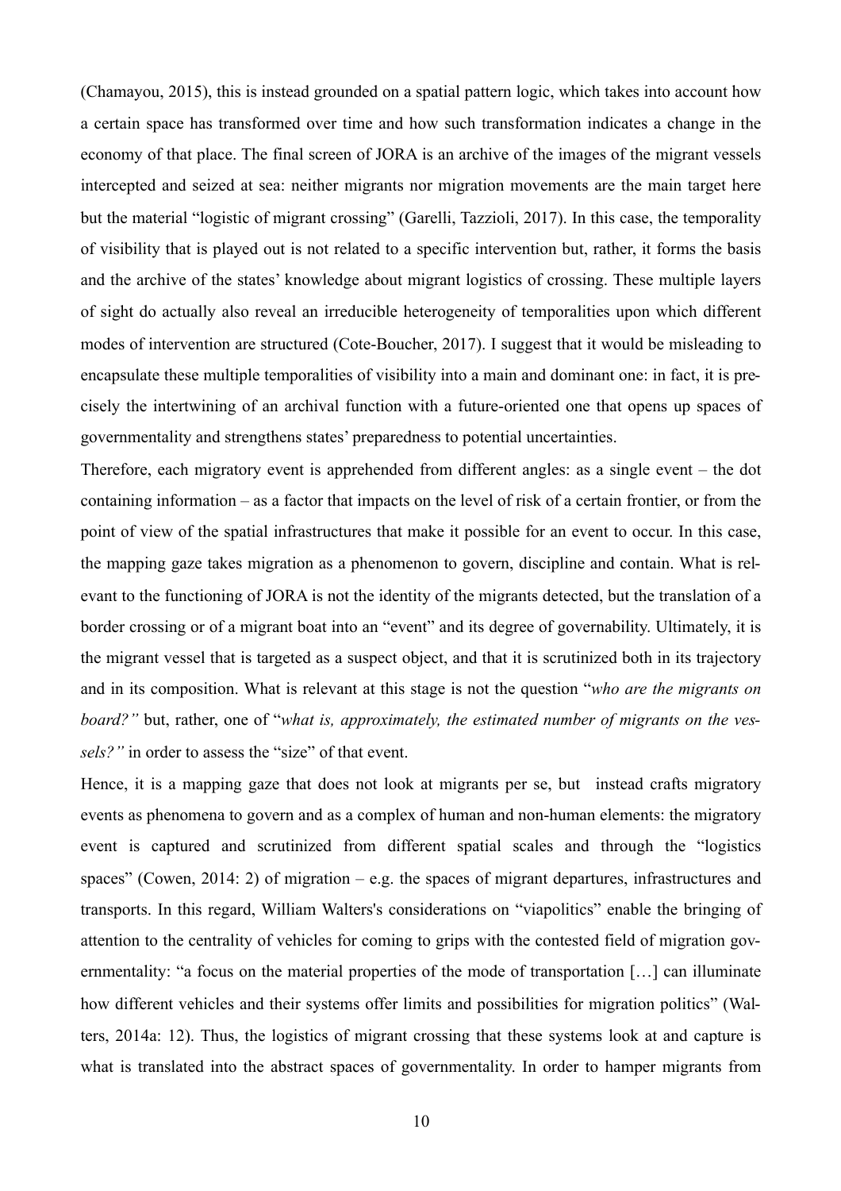(Chamayou, 2015), this is instead grounded on a spatial pattern logic, which takes into account how a certain space has transformed over time and how such transformation indicates a change in the economy of that place. The final screen of JORA is an archive of the images of the migrant vessels intercepted and seized at sea: neither migrants nor migration movements are the main target here but the material "logistic of migrant crossing" (Garelli, Tazzioli, 2017). In this case, the temporality of visibility that is played out is not related to a specific intervention but, rather, it forms the basis and the archive of the states' knowledge about migrant logistics of crossing. These multiple layers of sight do actually also reveal an irreducible heterogeneity of temporalities upon which different modes of intervention are structured (Cote-Boucher, 2017). I suggest that it would be misleading to encapsulate these multiple temporalities of visibility into a main and dominant one: in fact, it is precisely the intertwining of an archival function with a future-oriented one that opens up spaces of governmentality and strengthens states' preparedness to potential uncertainties.

Therefore, each migratory event is apprehended from different angles: as a single event – the dot containing information – as a factor that impacts on the level of risk of a certain frontier, or from the point of view of the spatial infrastructures that make it possible for an event to occur. In this case, the mapping gaze takes migration as a phenomenon to govern, discipline and contain. What is relevant to the functioning of JORA is not the identity of the migrants detected, but the translation of a border crossing or of a migrant boat into an "event" and its degree of governability. Ultimately, it is the migrant vessel that is targeted as a suspect object, and that it is scrutinized both in its trajectory and in its composition. What is relevant at this stage is not the question "*who are the migrants on board?"* but, rather, one of "*what is, approximately, the estimated number of migrants on the vessels?"* in order to assess the "size" of that event.

Hence, it is a mapping gaze that does not look at migrants per se, but instead crafts migratory events as phenomena to govern and as a complex of human and non-human elements: the migratory event is captured and scrutinized from different spatial scales and through the "logistics spaces" (Cowen, 2014: 2) of migration – e.g. the spaces of migrant departures, infrastructures and transports. In this regard, William Walters's considerations on "viapolitics" enable the bringing of attention to the centrality of vehicles for coming to grips with the contested field of migration governmentality: "a focus on the material properties of the mode of transportation […] can illuminate how different vehicles and their systems offer limits and possibilities for migration politics" (Walters, 2014a: 12). Thus, the logistics of migrant crossing that these systems look at and capture is what is translated into the abstract spaces of governmentality. In order to hamper migrants from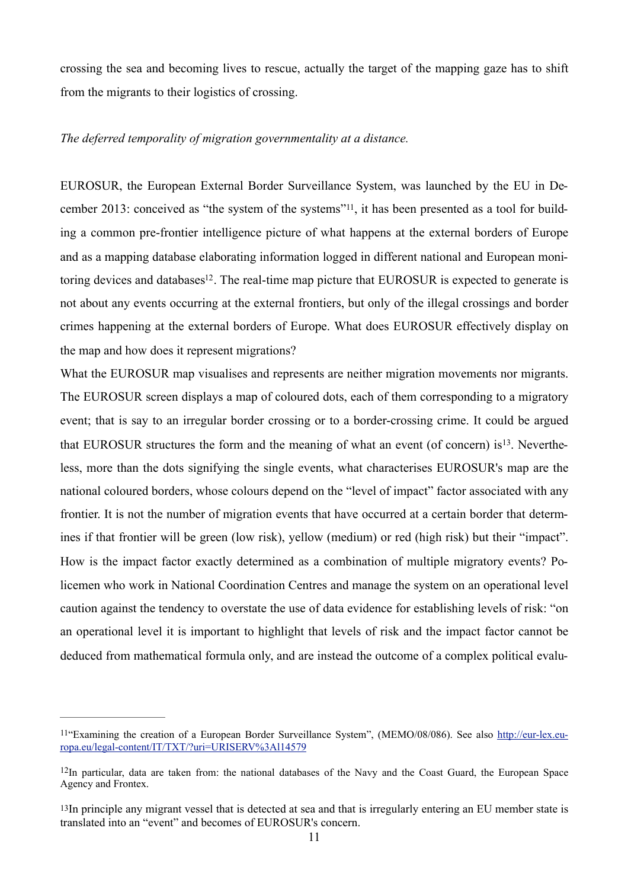crossing the sea and becoming lives to rescue, actually the target of the mapping gaze has to shift from the migrants to their logistics of crossing.

*The deferred temporality of migration governmentality at a distance.*

EUROSUR, the European External Border Surveillance System, was launched by the EU in December 2013: conceived as "the system of the systems"[11], it has been presented as a tool for building a common pre-frontier intelligence picture of what happens at the external borders of Europe and as a mapping database elaborating information logged in different national and European monitoring devices and databases[12]. The real-time map picture that EUROSUR is expected to generate is not about any events occurring at the external frontiers, but only of the illegal crossings and border crimes happening at the external borders of Europe. What does EUROSUR effectively display on the map and how does it represent migrations?

What the EUROSUR map visualises and represents are neither migration movements nor migrants. The EUROSUR screen displays a map of coloured dots, each of them corresponding to a migratory event; that is say to an irregular border crossing or to a border-crossing crime. It could be argued that EUROSUR structures the form and the meaning of what an event (of concern) is[13]. Nevertheless, more than the dots signifying the single events, what characterises EUROSUR's map are the national coloured borders, whose colours depend on the "level of impact" factor associated with any frontier. It is not the number of migration events that have occurred at a certain border that determines if that frontier will be green (low risk), yellow (medium) or red (high risk) but their "impact". How is the impact factor exactly determined as a combination of multiple migratory events? Policemen who work in National Coordination Centres and manage the system on an operational level caution against the tendency to overstate the use of data evidence for establishing levels of risk: "on an operational level it is important to highlight that levels of risk and the impact factor cannot be deduced from mathematical formula only, and are instead the outcome of a complex political evalu-

---

[11] "Examining the creation of a European Border Surveillance System", (MEMO/08/086). See also http://eur-lex.europa.eu/legal-content/IT/TXT/?uri=URISERV%3Al14579

[12] In particular, data are taken from: the national databases of the Navy and the Coast Guard, the European Space Agency and Frontex.

[13] In principle any migrant vessel that is detected at sea and that is irregularly entering an EU member state is translated into an "event" and becomes of EUROSUR's concern.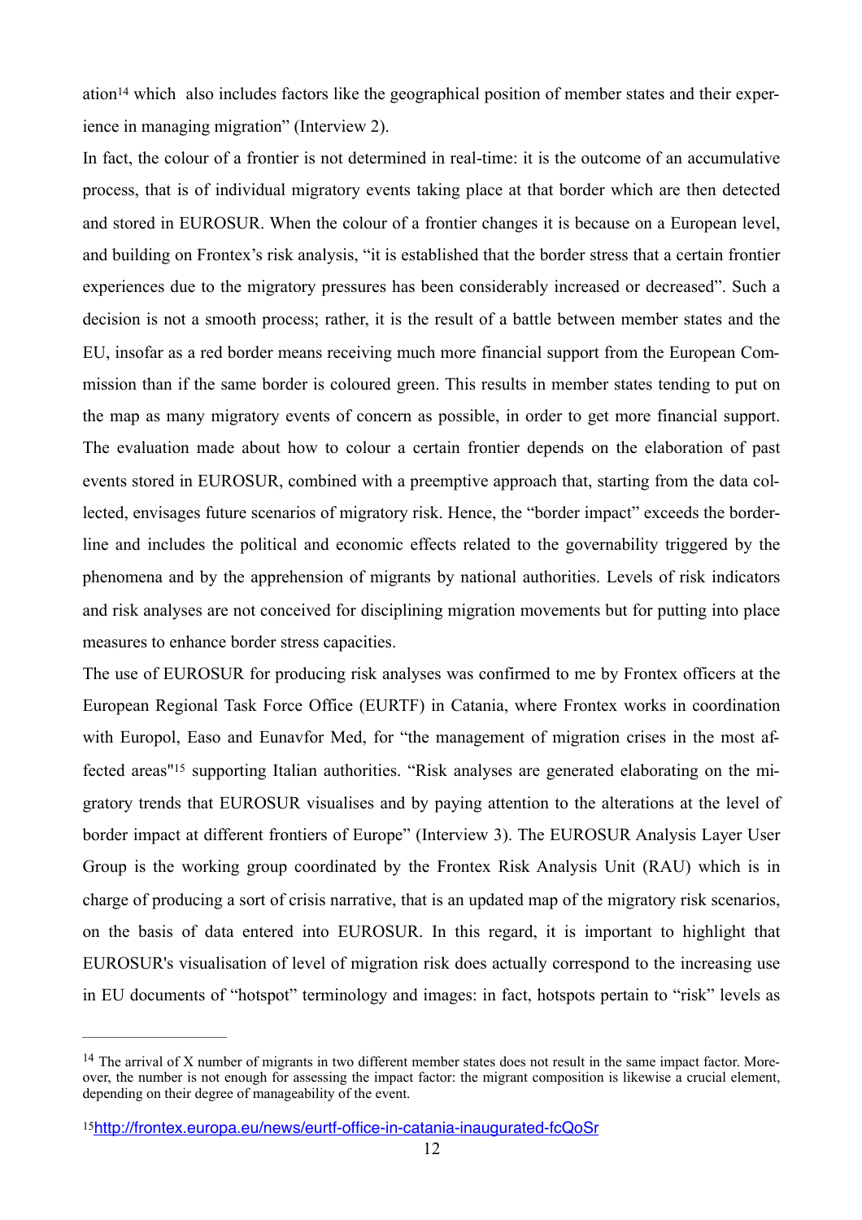ation[14] which also includes factors like the geographical position of member states and their experience in managing migration" (Interview 2).

In fact, the colour of a frontier is not determined in real-time: it is the outcome of an accumulative process, that is of individual migratory events taking place at that border which are then detected and stored in EUROSUR. When the colour of a frontier changes it is because on a European level, and building on Frontex's risk analysis, "it is established that the border stress that a certain frontier experiences due to the migratory pressures has been considerably increased or decreased". Such a decision is not a smooth process; rather, it is the result of a battle between member states and the EU, insofar as a red border means receiving much more financial support from the European Commission than if the same border is coloured green. This results in member states tending to put on the map as many migratory events of concern as possible, in order to get more financial support. The evaluation made about how to colour a certain frontier depends on the elaboration of past events stored in EUROSUR, combined with a preemptive approach that, starting from the data collected, envisages future scenarios of migratory risk. Hence, the "border impact" exceeds the borderline and includes the political and economic effects related to the governability triggered by the phenomena and by the apprehension of migrants by national authorities. Levels of risk indicators and risk analyses are not conceived for disciplining migration movements but for putting into place measures to enhance border stress capacities.

The use of EUROSUR for producing risk analyses was confirmed to me by Frontex officers at the European Regional Task Force Office (EURTF) in Catania, where Frontex works in coordination with Europol, Easo and Eunavfor Med, for "the management of migration crises in the most affected areas"[15] supporting Italian authorities. "Risk analyses are generated elaborating on the migratory trends that EUROSUR visualises and by paying attention to the alterations at the level of border impact at different frontiers of Europe" (Interview 3). The EUROSUR Analysis Layer User Group is the working group coordinated by the Frontex Risk Analysis Unit (RAU) which is in charge of producing a sort of crisis narrative, that is an updated map of the migratory risk scenarios, on the basis of data entered into EUROSUR. In this regard, it is important to highlight that EUROSUR's visualisation of level of migration risk does actually correspond to the increasing use in EU documents of "hotspot" terminology and images: in fact, hotspots pertain to "risk" levels as

---

[14] The arrival of X number of migrants in two different member states does not result in the same impact factor. Moreover, the number is not enough for assessing the impact factor: the migrant composition is likewise a crucial element, depending on their degree of manageability of the event.

[15] http://frontex.europa.eu/news/eurtf-office-in-catania-inaugurated-fcQoSr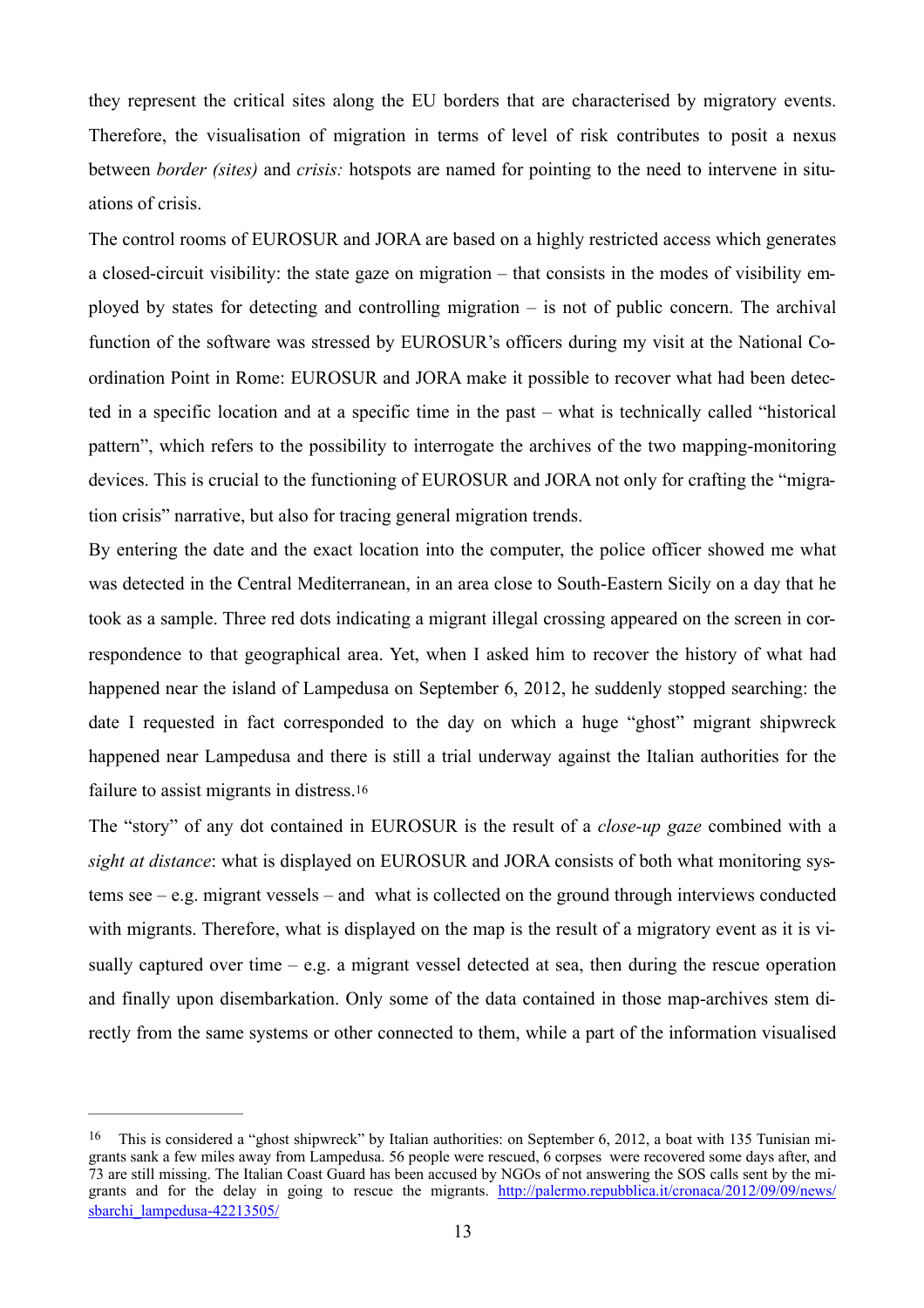they represent the critical sites along the EU borders that are characterised by migratory events. Therefore, the visualisation of migration in terms of level of risk contributes to posit a nexus between *border (sites)* and *crisis:* hotspots are named for pointing to the need to intervene in situations of crisis.

The control rooms of EUROSUR and JORA are based on a highly restricted access which generates a closed-circuit visibility: the state gaze on migration – that consists in the modes of visibility employed by states for detecting and controlling migration – is not of public concern. The archival function of the software was stressed by EUROSUR's officers during my visit at the National Coordination Point in Rome: EUROSUR and JORA make it possible to recover what had been detected in a specific location and at a specific time in the past – what is technically called "historical pattern", which refers to the possibility to interrogate the archives of the two mapping-monitoring devices. This is crucial to the functioning of EUROSUR and JORA not only for crafting the "migration crisis" narrative, but also for tracing general migration trends.

By entering the date and the exact location into the computer, the police officer showed me what was detected in the Central Mediterranean, in an area close to South-Eastern Sicily on a day that he took as a sample. Three red dots indicating a migrant illegal crossing appeared on the screen in correspondence to that geographical area. Yet, when I asked him to recover the history of what had happened near the island of Lampedusa on September 6, 2012, he suddenly stopped searching: the date I requested in fact corresponded to the day on which a huge "ghost" migrant shipwreck happened near Lampedusa and there is still a trial underway against the Italian authorities for the failure to assist migrants in distress.[16]

The "story" of any dot contained in EUROSUR is the result of a *close-up gaze* combined with a *sight at distance*: what is displayed on EUROSUR and JORA consists of both what monitoring systems see – e.g. migrant vessels – and what is collected on the ground through interviews conducted with migrants. Therefore, what is displayed on the map is the result of a migratory event as it is visually captured over time – e.g. a migrant vessel detected at sea, then during the rescue operation and finally upon disembarkation. Only some of the data contained in those map-archives stem directly from the same systems or other connected to them, while a part of the information visualised

---

[16] This is considered a "ghost shipwreck" by Italian authorities: on September 6, 2012, a boat with 135 Tunisian migrants sank a few miles away from Lampedusa. 56 people were rescued, 6 corpses were recovered some days after, and 73 are still missing. The Italian Coast Guard has been accused by NGOs of not answering the SOS calls sent by the migrants and for the delay in going to rescue the migrants. http://palermo.repubblica.it/cronaca/2012/09/09/news/sbarchi_lampedusa-42213505/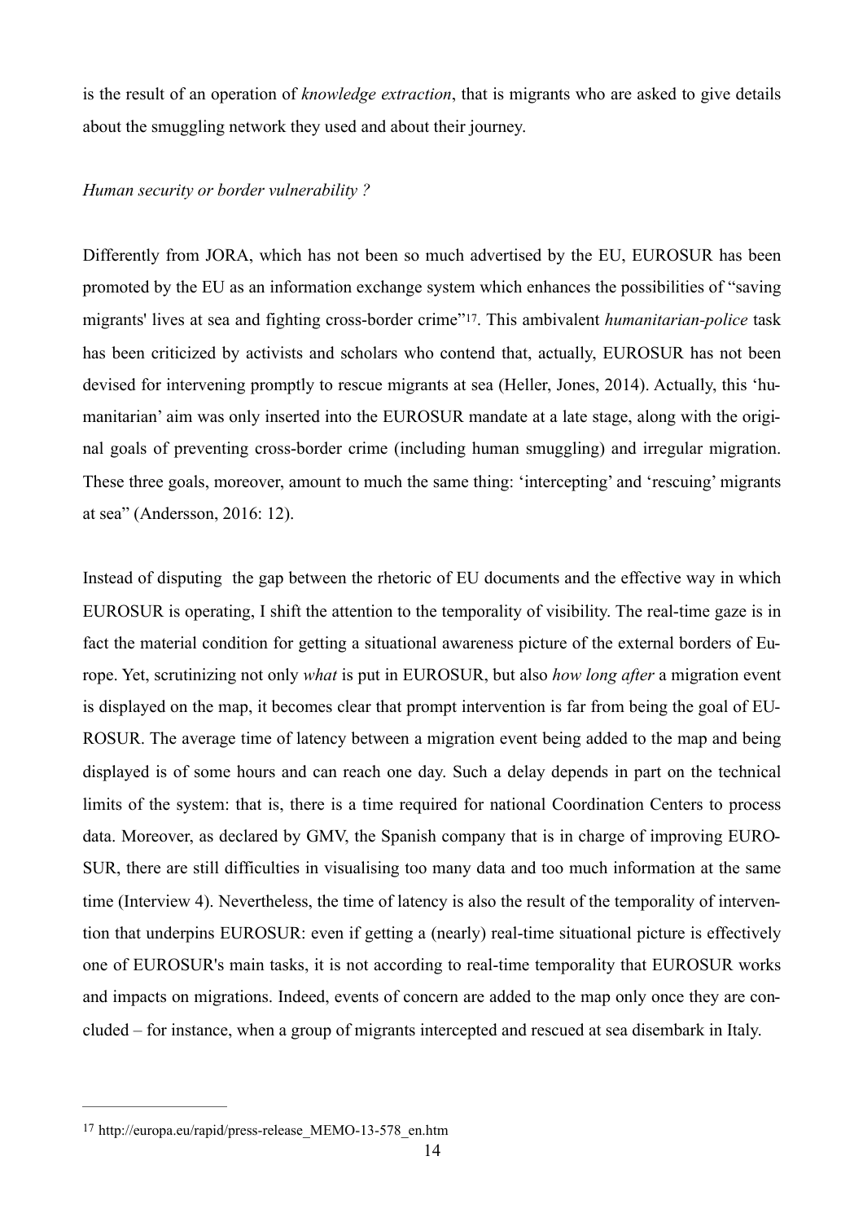is the result of an operation of *knowledge extraction*, that is migrants who are asked to give details about the smuggling network they used and about their journey.

*Human security or border vulnerability ?*

Differently from JORA, which has not been so much advertised by the EU, EUROSUR has been promoted by the EU as an information exchange system which enhances the possibilities of "saving migrants' lives at sea and fighting cross-border crime"[17]. This ambivalent *humanitarian-police* task has been criticized by activists and scholars who contend that, actually, EUROSUR has not been devised for intervening promptly to rescue migrants at sea (Heller, Jones, 2014). Actually, this 'humanitarian' aim was only inserted into the EUROSUR mandate at a late stage, along with the original goals of preventing cross-border crime (including human smuggling) and irregular migration. These three goals, moreover, amount to much the same thing: 'intercepting' and 'rescuing' migrants at sea" (Andersson, 2016: 12).

Instead of disputing the gap between the rhetoric of EU documents and the effective way in which EUROSUR is operating, I shift the attention to the temporality of visibility. The real-time gaze is in fact the material condition for getting a situational awareness picture of the external borders of Europe. Yet, scrutinizing not only *what* is put in EUROSUR, but also *how long after* a migration event is displayed on the map, it becomes clear that prompt intervention is far from being the goal of EUROSUR. The average time of latency between a migration event being added to the map and being displayed is of some hours and can reach one day. Such a delay depends in part on the technical limits of the system: that is, there is a time required for national Coordination Centers to process data. Moreover, as declared by GMV, the Spanish company that is in charge of improving EUROSUR, there are still difficulties in visualising too many data and too much information at the same time (Interview 4). Nevertheless, the time of latency is also the result of the temporality of intervention that underpins EUROSUR: even if getting a (nearly) real-time situational picture is effectively one of EUROSUR's main tasks, it is not according to real-time temporality that EUROSUR works and impacts on migrations. Indeed, events of concern are added to the map only once they are concluded – for instance, when a group of migrants intercepted and rescued at sea disembark in Italy.

---

[17] http://europa.eu/rapid/press-release_MEMO-13-578_en.htm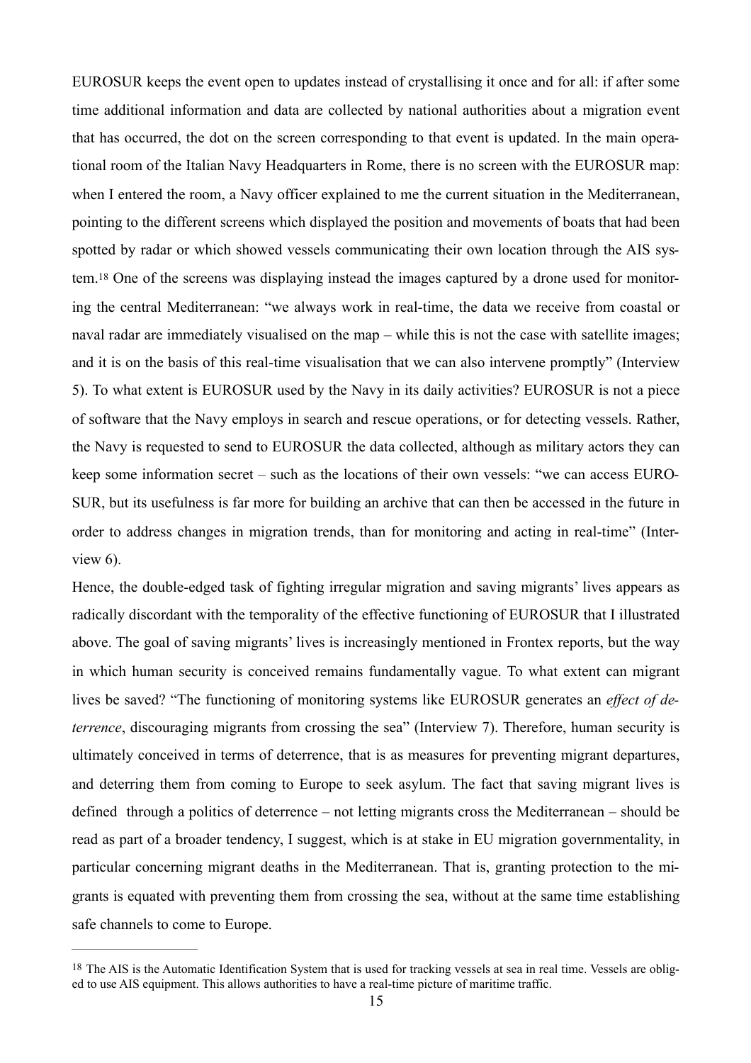EUROSUR keeps the event open to updates instead of crystallising it once and for all: if after some time additional information and data are collected by national authorities about a migration event that has occurred, the dot on the screen corresponding to that event is updated. In the main operational room of the Italian Navy Headquarters in Rome, there is no screen with the EUROSUR map: when I entered the room, a Navy officer explained to me the current situation in the Mediterranean, pointing to the different screens which displayed the position and movements of boats that had been spotted by radar or which showed vessels communicating their own location through the AIS system.[18] One of the screens was displaying instead the images captured by a drone used for monitoring the central Mediterranean: "we always work in real-time, the data we receive from coastal or naval radar are immediately visualised on the map – while this is not the case with satellite images; and it is on the basis of this real-time visualisation that we can also intervene promptly" (Interview 5). To what extent is EUROSUR used by the Navy in its daily activities? EUROSUR is not a piece of software that the Navy employs in search and rescue operations, or for detecting vessels. Rather, the Navy is requested to send to EUROSUR the data collected, although as military actors they can keep some information secret – such as the locations of their own vessels: "we can access EUROSUR, but its usefulness is far more for building an archive that can then be accessed in the future in order to address changes in migration trends, than for monitoring and acting in real-time" (Interview 6).

Hence, the double-edged task of fighting irregular migration and saving migrants' lives appears as radically discordant with the temporality of the effective functioning of EUROSUR that I illustrated above. The goal of saving migrants' lives is increasingly mentioned in Frontex reports, but the way in which human security is conceived remains fundamentally vague. To what extent can migrant lives be saved? "The functioning of monitoring systems like EUROSUR generates an *effect of deterrence*, discouraging migrants from crossing the sea" (Interview 7). Therefore, human security is ultimately conceived in terms of deterrence, that is as measures for preventing migrant departures, and deterring them from coming to Europe to seek asylum. The fact that saving migrant lives is defined through a politics of deterrence – not letting migrants cross the Mediterranean – should be read as part of a broader tendency, I suggest, which is at stake in EU migration governmentality, in particular concerning migrant deaths in the Mediterranean. That is, granting protection to the migrants is equated with preventing them from crossing the sea, without at the same time establishing safe channels to come to Europe.

---

[18] The AIS is the Automatic Identification System that is used for tracking vessels at sea in real time. Vessels are obliged to use AIS equipment. This allows authorities to have a real-time picture of maritime traffic.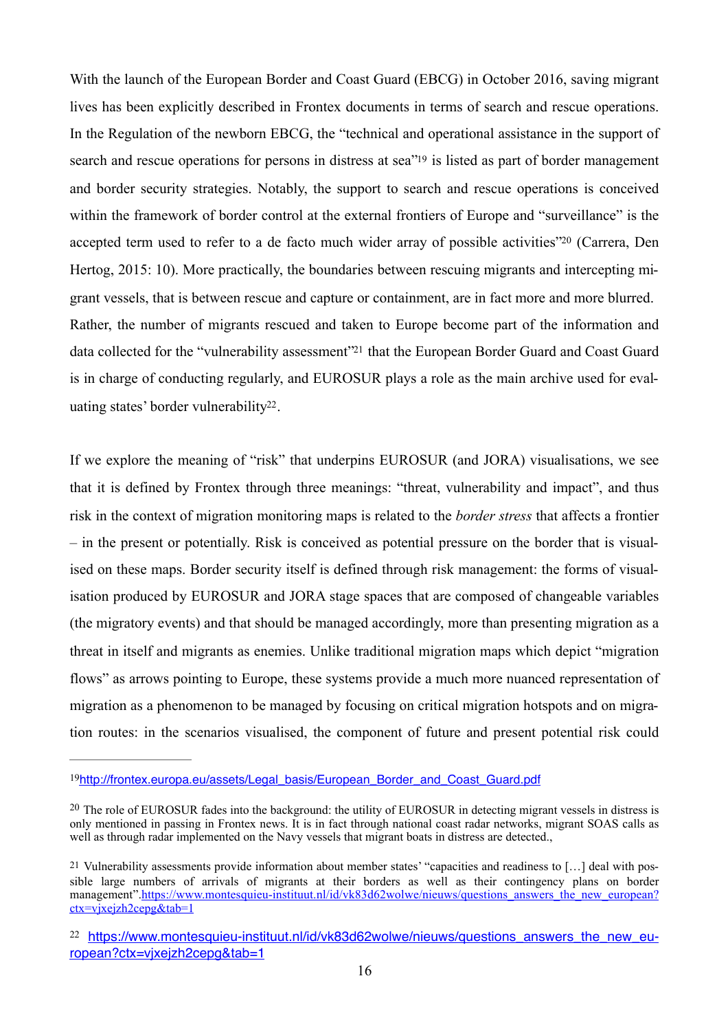With the launch of the European Border and Coast Guard (EBCG) in October 2016, saving migrant lives has been explicitly described in Frontex documents in terms of search and rescue operations. In the Regulation of the newborn EBCG, the "technical and operational assistance in the support of search and rescue operations for persons in distress at sea"[19] is listed as part of border management and border security strategies. Notably, the support to search and rescue operations is conceived within the framework of border control at the external frontiers of Europe and "surveillance" is the accepted term used to refer to a de facto much wider array of possible activities"[20] (Carrera, Den Hertog, 2015: 10). More practically, the boundaries between rescuing migrants and intercepting migrant vessels, that is between rescue and capture or containment, are in fact more and more blurred. Rather, the number of migrants rescued and taken to Europe become part of the information and data collected for the "vulnerability assessment"[21] that the European Border Guard and Coast Guard is in charge of conducting regularly, and EUROSUR plays a role as the main archive used for evaluating states' border vulnerability[22].

If we explore the meaning of "risk" that underpins EUROSUR (and JORA) visualisations, we see that it is defined by Frontex through three meanings: "threat, vulnerability and impact", and thus risk in the context of migration monitoring maps is related to the *border stress* that affects a frontier – in the present or potentially. Risk is conceived as potential pressure on the border that is visualised on these maps. Border security itself is defined through risk management: the forms of visualisation produced by EUROSUR and JORA stage spaces that are composed of changeable variables (the migratory events) and that should be managed accordingly, more than presenting migration as a threat in itself and migrants as enemies. Unlike traditional migration maps which depict "migration flows" as arrows pointing to Europe, these systems provide a much more nuanced representation of migration as a phenomenon to be managed by focusing on critical migration hotspots and on migration routes: in the scenarios visualised, the component of future and present potential risk could

---

[19] http://frontex.europa.eu/assets/Legal_basis/European_Border_and_Coast_Guard.pdf

[20] The role of EUROSUR fades into the background: the utility of EUROSUR in detecting migrant vessels in distress is only mentioned in passing in Frontex news. It is in fact through national coast radar networks, migrant SOAS calls as well as through radar implemented on the Navy vessels that migrant boats in distress are detected.,

[21] Vulnerability assessments provide information about member states' "capacities and readiness to […] deal with possible large numbers of arrivals of migrants at their borders as well as their contingency plans on border management".https://www.montesquieu-instituut.nl/id/vk83d62wolwe/nieuws/questions_answers_the_new_european?ctx=vjxejzh2cepg&tab=1

[22] https://www.montesquieu-instituut.nl/id/vk83d62wolwe/nieuws/questions_answers_the_new_european?ctx=vjxejzh2cepg&tab=1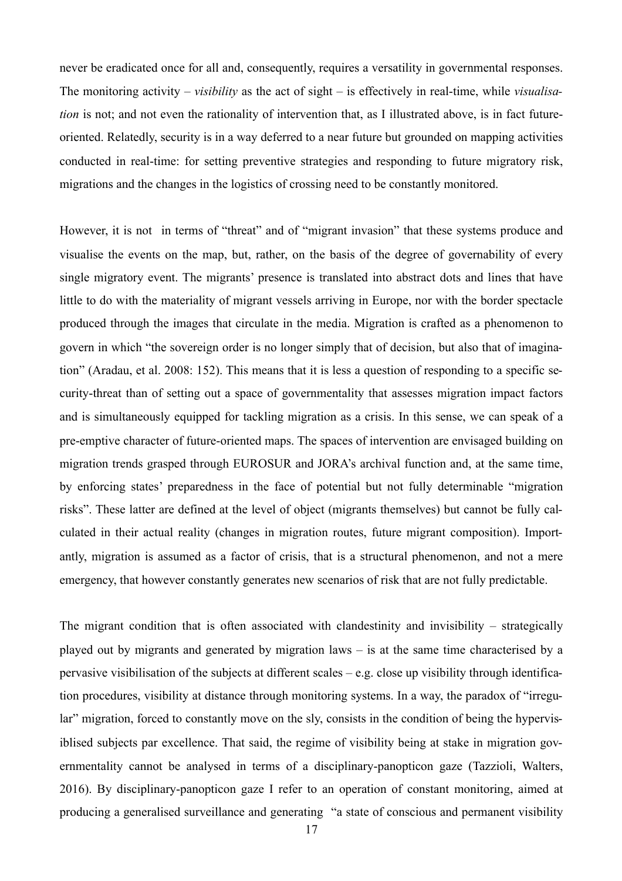never be eradicated once for all and, consequently, requires a versatility in governmental responses. The monitoring activity – *visibility* as the act of sight – is effectively in real-time, while *visualisation* is not; and not even the rationality of intervention that, as I illustrated above, is in fact future-oriented. Relatedly, security is in a way deferred to a near future but grounded on mapping activities conducted in real-time: for setting preventive strategies and responding to future migratory risk, migrations and the changes in the logistics of crossing need to be constantly monitored.

However, it is not in terms of "threat" and of "migrant invasion" that these systems produce and visualise the events on the map, but, rather, on the basis of the degree of governability of every single migratory event. The migrants' presence is translated into abstract dots and lines that have little to do with the materiality of migrant vessels arriving in Europe, nor with the border spectacle produced through the images that circulate in the media. Migration is crafted as a phenomenon to govern in which "the sovereign order is no longer simply that of decision, but also that of imagination" (Aradau, et al. 2008: 152). This means that it is less a question of responding to a specific security-threat than of setting out a space of governmentality that assesses migration impact factors and is simultaneously equipped for tackling migration as a crisis. In this sense, we can speak of a pre-emptive character of future-oriented maps. The spaces of intervention are envisaged building on migration trends grasped through EUROSUR and JORA's archival function and, at the same time, by enforcing states' preparedness in the face of potential but not fully determinable "migration risks". These latter are defined at the level of object (migrants themselves) but cannot be fully calculated in their actual reality (changes in migration routes, future migrant composition). Importantly, migration is assumed as a factor of crisis, that is a structural phenomenon, and not a mere emergency, that however constantly generates new scenarios of risk that are not fully predictable.

The migrant condition that is often associated with clandestinity and invisibility – strategically played out by migrants and generated by migration laws – is at the same time characterised by a pervasive visibilisation of the subjects at different scales – e.g. close up visibility through identification procedures, visibility at distance through monitoring systems. In a way, the paradox of "irregular" migration, forced to constantly move on the sly, consists in the condition of being the hypervisiblised subjects par excellence. That said, the regime of visibility being at stake in migration governmentality cannot be analysed in terms of a disciplinary-panopticon gaze (Tazzioli, Walters, 2016). By disciplinary-panopticon gaze I refer to an operation of constant monitoring, aimed at producing a generalised surveillance and generating "a state of conscious and permanent visibility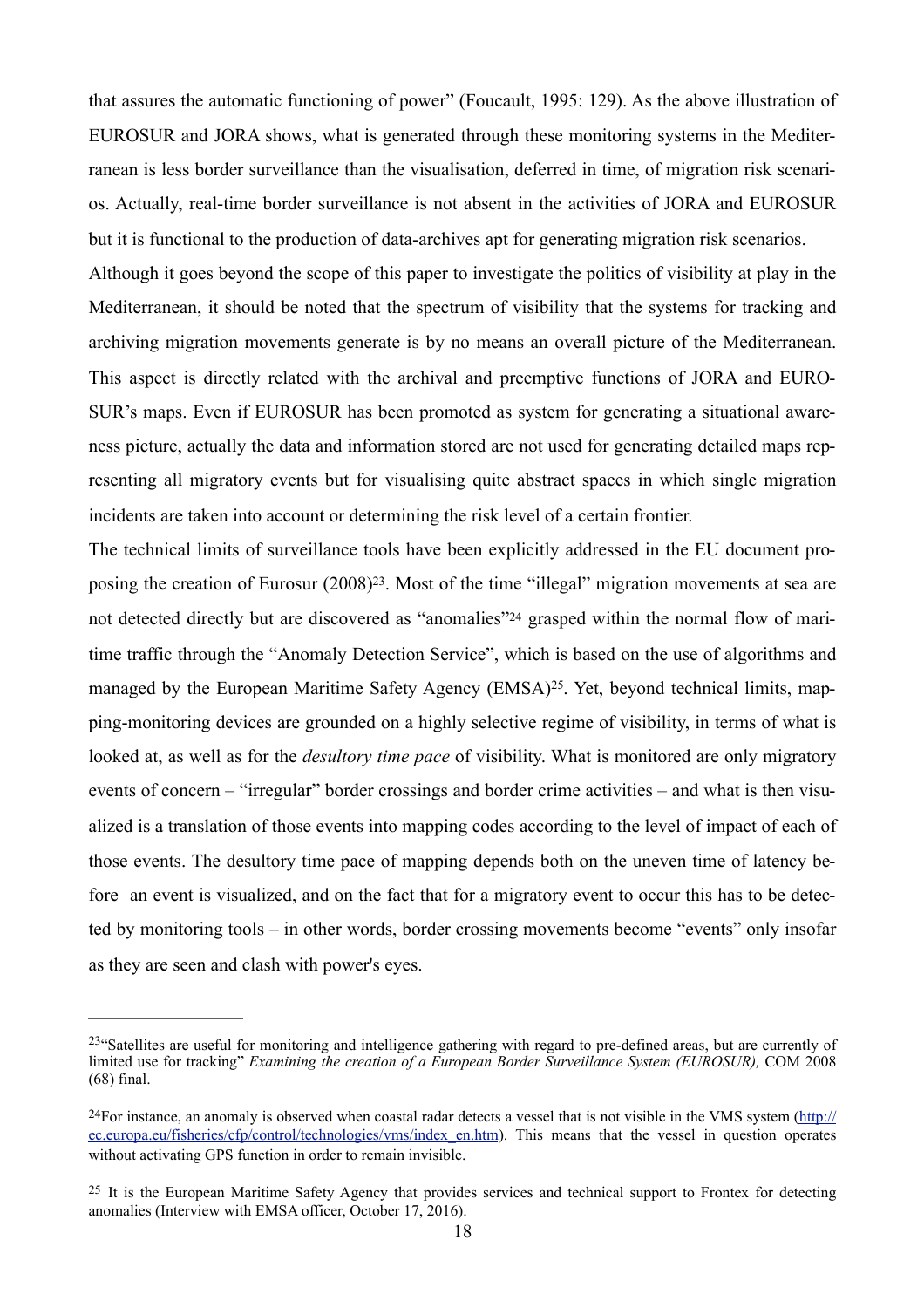that assures the automatic functioning of power" (Foucault, 1995: 129). As the above illustration of EUROSUR and JORA shows, what is generated through these monitoring systems in the Mediterranean is less border surveillance than the visualisation, deferred in time, of migration risk scenarios. Actually, real-time border surveillance is not absent in the activities of JORA and EUROSUR but it is functional to the production of data-archives apt for generating migration risk scenarios.

Although it goes beyond the scope of this paper to investigate the politics of visibility at play in the Mediterranean, it should be noted that the spectrum of visibility that the systems for tracking and archiving migration movements generate is by no means an overall picture of the Mediterranean. This aspect is directly related with the archival and preemptive functions of JORA and EUROSUR's maps. Even if EUROSUR has been promoted as system for generating a situational awareness picture, actually the data and information stored are not used for generating detailed maps representing all migratory events but for visualising quite abstract spaces in which single migration incidents are taken into account or determining the risk level of a certain frontier.

The technical limits of surveillance tools have been explicitly addressed in the EU document proposing the creation of Eurosur (2008)[23]. Most of the time "illegal" migration movements at sea are not detected directly but are discovered as "anomalies"[24] grasped within the normal flow of maritime traffic through the "Anomaly Detection Service", which is based on the use of algorithms and managed by the European Maritime Safety Agency (EMSA)[25]. Yet, beyond technical limits, mapping-monitoring devices are grounded on a highly selective regime of visibility, in terms of what is looked at, as well as for the *desultory time pace* of visibility. What is monitored are only migratory events of concern – "irregular" border crossings and border crime activities – and what is then visualized is a translation of those events into mapping codes according to the level of impact of each of those events. The desultory time pace of mapping depends both on the uneven time of latency before an event is visualized, and on the fact that for a migratory event to occur this has to be detected by monitoring tools – in other words, border crossing movements become "events" only insofar as they are seen and clash with power's eyes.

---

[23]"Satellites are useful for monitoring and intelligence gathering with regard to pre-defined areas, but are currently of limited use for tracking" *Examining the creation of a European Border Surveillance System (EUROSUR),* COM 2008 (68) final.

[24]For instance, an anomaly is observed when coastal radar detects a vessel that is not visible in the VMS system (http://ec.europa.eu/fisheries/cfp/control/technologies/vms/index_en.htm). This means that the vessel in question operates without activating GPS function in order to remain invisible.

[25] It is the European Maritime Safety Agency that provides services and technical support to Frontex for detecting anomalies (Interview with EMSA officer, October 17, 2016).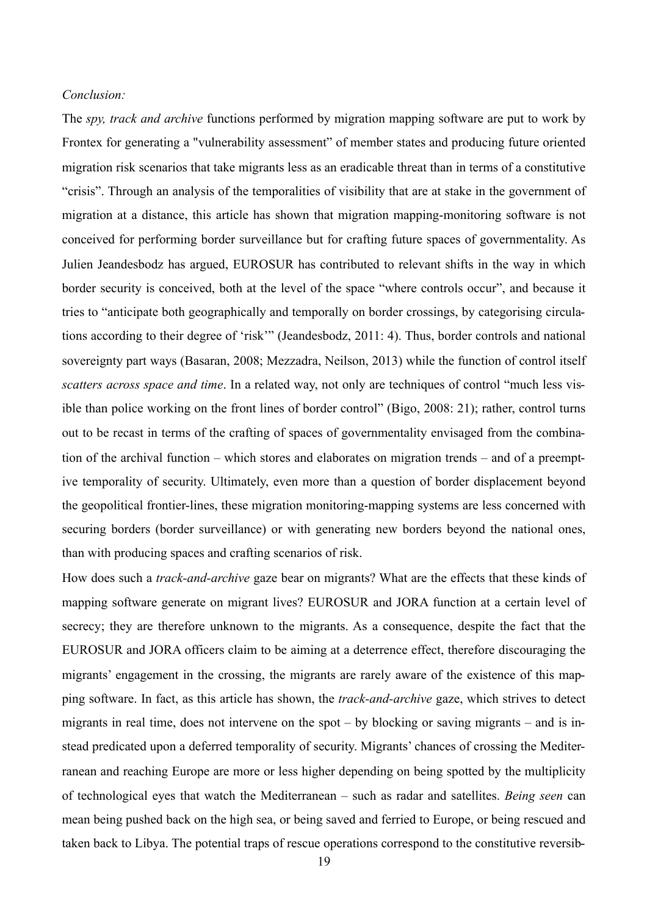*Conclusion:*

The *spy, track and archive* functions performed by migration mapping software are put to work by Frontex for generating a "vulnerability assessment" of member states and producing future oriented migration risk scenarios that take migrants less as an eradicable threat than in terms of a constitutive "crisis". Through an analysis of the temporalities of visibility that are at stake in the government of migration at a distance, this article has shown that migration mapping-monitoring software is not conceived for performing border surveillance but for crafting future spaces of governmentality. As Julien Jeandesbodz has argued, EUROSUR has contributed to relevant shifts in the way in which border security is conceived, both at the level of the space "where controls occur", and because it tries to "anticipate both geographically and temporally on border crossings, by categorising circulations according to their degree of 'risk'" (Jeandesbodz, 2011: 4). Thus, border controls and national sovereignty part ways (Basaran, 2008; Mezzadra, Neilson, 2013) while the function of control itself *scatters across space and time*. In a related way, not only are techniques of control "much less visible than police working on the front lines of border control" (Bigo, 2008: 21); rather, control turns out to be recast in terms of the crafting of spaces of governmentality envisaged from the combination of the archival function – which stores and elaborates on migration trends – and of a preemptive temporality of security. Ultimately, even more than a question of border displacement beyond the geopolitical frontier-lines, these migration monitoring-mapping systems are less concerned with securing borders (border surveillance) or with generating new borders beyond the national ones, than with producing spaces and crafting scenarios of risk.

How does such a *track-and-archive* gaze bear on migrants? What are the effects that these kinds of mapping software generate on migrant lives? EUROSUR and JORA function at a certain level of secrecy; they are therefore unknown to the migrants. As a consequence, despite the fact that the EUROSUR and JORA officers claim to be aiming at a deterrence effect, therefore discouraging the migrants' engagement in the crossing, the migrants are rarely aware of the existence of this mapping software. In fact, as this article has shown, the *track-and-archive* gaze, which strives to detect migrants in real time, does not intervene on the spot – by blocking or saving migrants – and is instead predicated upon a deferred temporality of security. Migrants' chances of crossing the Mediterranean and reaching Europe are more or less higher depending on being spotted by the multiplicity of technological eyes that watch the Mediterranean – such as radar and satellites. *Being seen* can mean being pushed back on the high sea, or being saved and ferried to Europe, or being rescued and taken back to Libya. The potential traps of rescue operations correspond to the constitutive reversib-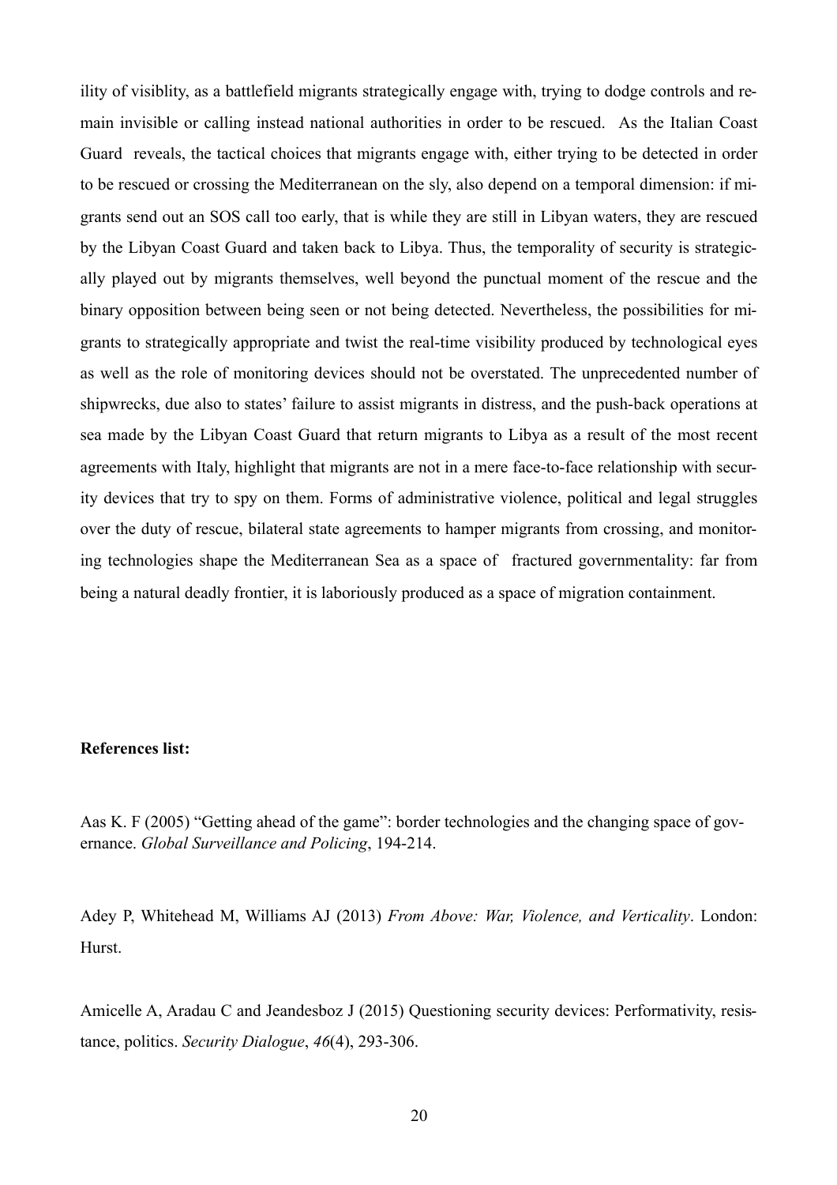ility of visiblity, as a battlefield migrants strategically engage with, trying to dodge controls and remain invisible or calling instead national authorities in order to be rescued. As the Italian Coast Guard reveals, the tactical choices that migrants engage with, either trying to be detected in order to be rescued or crossing the Mediterranean on the sly, also depend on a temporal dimension: if migrants send out an SOS call too early, that is while they are still in Libyan waters, they are rescued by the Libyan Coast Guard and taken back to Libya. Thus, the temporality of security is strategically played out by migrants themselves, well beyond the punctual moment of the rescue and the binary opposition between being seen or not being detected. Nevertheless, the possibilities for migrants to strategically appropriate and twist the real-time visibility produced by technological eyes as well as the role of monitoring devices should not be overstated. The unprecedented number of shipwrecks, due also to states' failure to assist migrants in distress, and the push-back operations at sea made by the Libyan Coast Guard that return migrants to Libya as a result of the most recent agreements with Italy, highlight that migrants are not in a mere face-to-face relationship with security devices that try to spy on them. Forms of administrative violence, political and legal struggles over the duty of rescue, bilateral state agreements to hamper migrants from crossing, and monitoring technologies shape the Mediterranean Sea as a space of fractured governmentality: far from being a natural deadly frontier, it is laboriously produced as a space of migration containment.

**References list:**

Aas K. F (2005) "Getting ahead of the game": border technologies and the changing space of governance. *Global Surveillance and Policing*, 194-214.

Adey P, Whitehead M, Williams AJ (2013) *From Above: War, Violence, and Verticality*. London: Hurst.

Amicelle A, Aradau C and Jeandesboz J (2015) Questioning security devices: Performativity, resistance, politics. *Security Dialogue*, *46*(4), 293-306.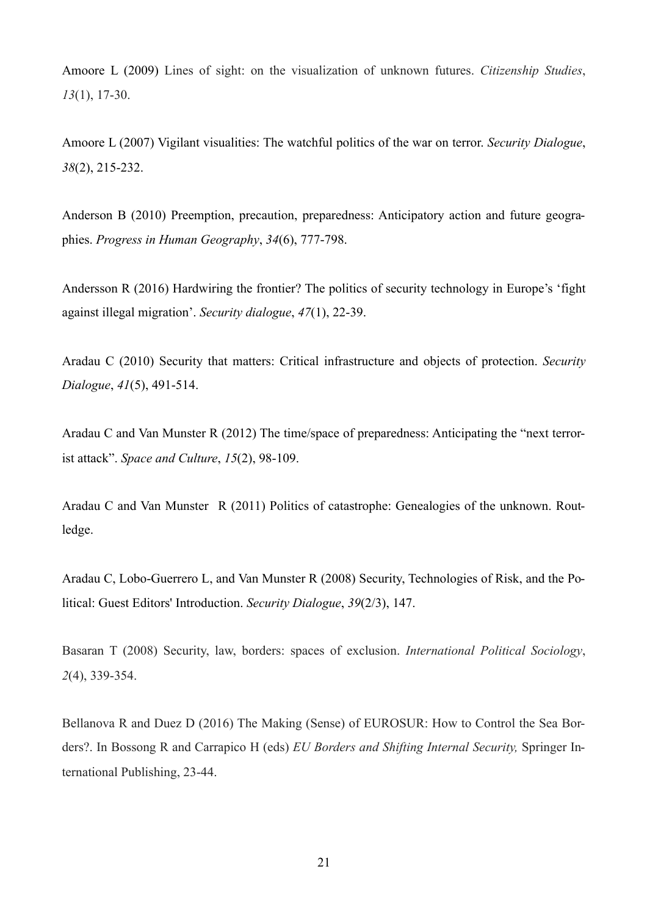Amoore L (2009) Lines of sight: on the visualization of unknown futures. *Citizenship Studies*, *13*(1), 17-30.

Amoore L (2007) Vigilant visualities: The watchful politics of the war on terror. *Security Dialogue*, *38*(2), 215-232.

Anderson B (2010) Preemption, precaution, preparedness: Anticipatory action and future geographies. *Progress in Human Geography*, *34*(6), 777-798.

Andersson R (2016) Hardwiring the frontier? The politics of security technology in Europe's 'fight against illegal migration'. *Security dialogue*, *47*(1), 22-39.

Aradau C (2010) Security that matters: Critical infrastructure and objects of protection. *Security Dialogue*, *41*(5), 491-514.

Aradau C and Van Munster R (2012) The time/space of preparedness: Anticipating the "next terrorist attack". *Space and Culture*, *15*(2), 98-109.

Aradau C and Van Munster R (2011) Politics of catastrophe: Genealogies of the unknown. Routledge.

Aradau C, Lobo-Guerrero L, and Van Munster R (2008) Security, Technologies of Risk, and the Political: Guest Editors' Introduction. *Security Dialogue*, *39*(2/3), 147.

Basaran T (2008) Security, law, borders: spaces of exclusion. *International Political Sociology*, *2*(4), 339-354.

Bellanova R and Duez D (2016) The Making (Sense) of EUROSUR: How to Control the Sea Borders?. In Bossong R and Carrapico H (eds) *EU Borders and Shifting Internal Security,* Springer International Publishing, 23-44.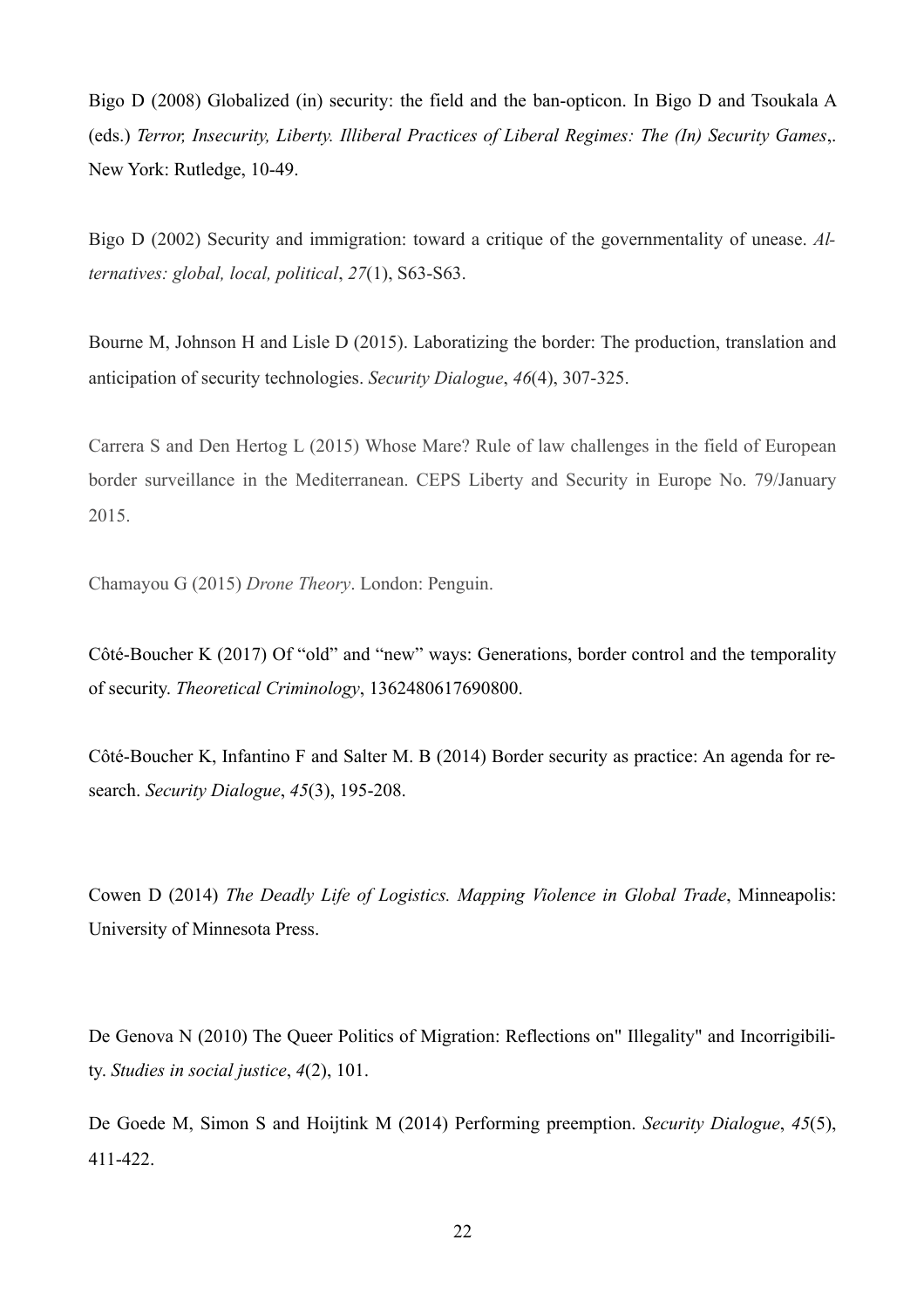Bigo D (2008) Globalized (in) security: the field and the ban-opticon. In Bigo D and Tsoukala A (eds.) *Terror, Insecurity, Liberty. Illiberal Practices of Liberal Regimes: The (In) Security Games*,. New York: Rutledge, 10-49.

Bigo D (2002) Security and immigration: toward a critique of the governmentality of unease. *Alternatives: global, local, political*, *27*(1), S63-S63.

Bourne M, Johnson H and Lisle D (2015). Laboratizing the border: The production, translation and anticipation of security technologies. *Security Dialogue*, *46*(4), 307-325.

Carrera S and Den Hertog L (2015) Whose Mare? Rule of law challenges in the field of European border surveillance in the Mediterranean. CEPS Liberty and Security in Europe No. 79/January 2015.

Chamayou G (2015) *Drone Theory*. London: Penguin.

Côté-Boucher K (2017) Of "old" and "new" ways: Generations, border control and the temporality of security. *Theoretical Criminology*, 1362480617690800.

Côté-Boucher K, Infantino F and Salter M. B (2014) Border security as practice: An agenda for research. *Security Dialogue*, *45*(3), 195-208.

Cowen D (2014) *The Deadly Life of Logistics. Mapping Violence in Global Trade*, Minneapolis: University of Minnesota Press.

De Genova N (2010) The Queer Politics of Migration: Reflections on" Illegality" and Incorrigibility. *Studies in social justice*, *4*(2), 101.

De Goede M, Simon S and Hoijtink M (2014) Performing preemption. *Security Dialogue*, *45*(5), 411-422.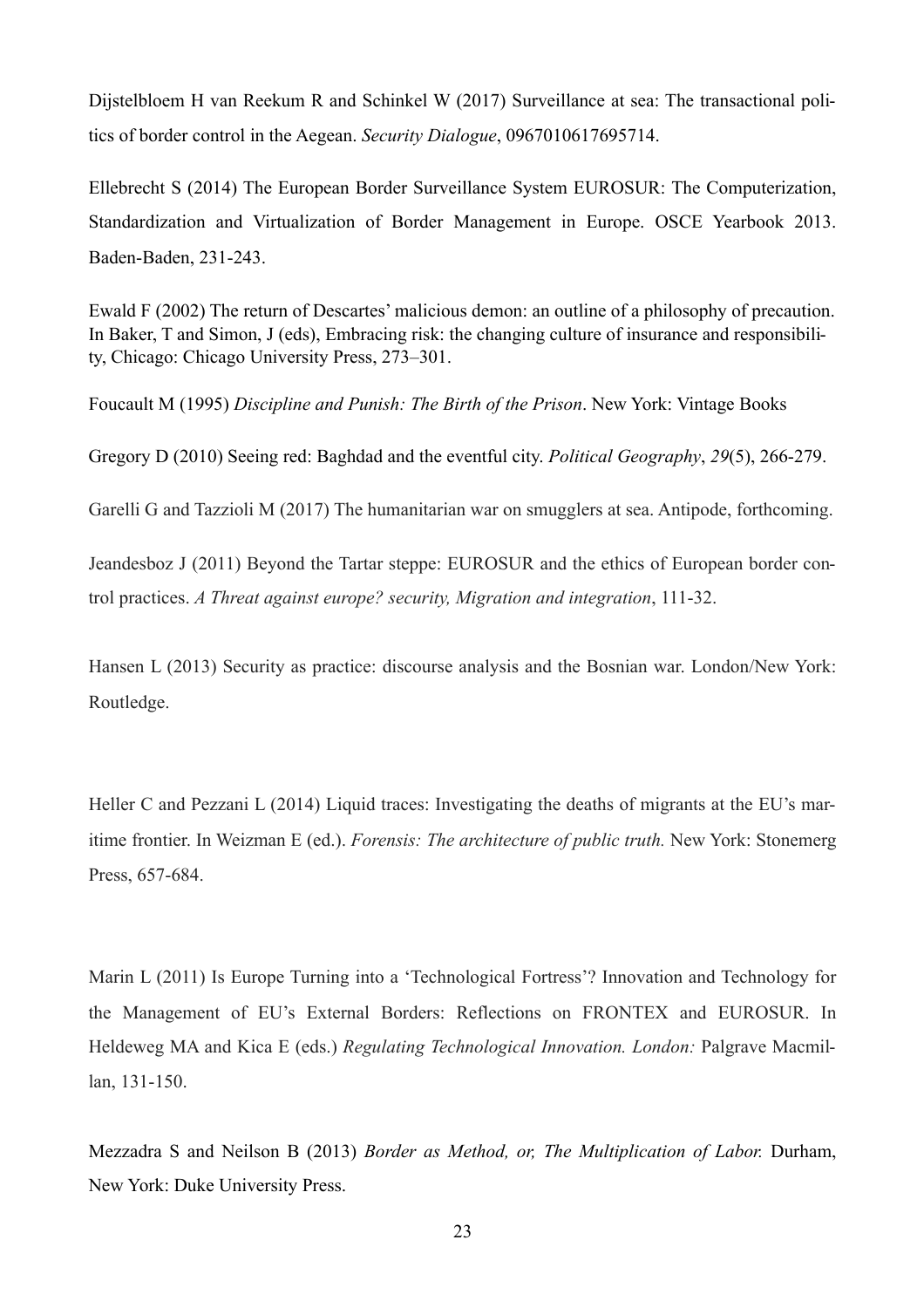Dijstelbloem H van Reekum R and Schinkel W (2017) Surveillance at sea: The transactional politics of border control in the Aegean. *Security Dialogue*, 0967010617695714.

Ellebrecht S (2014) The European Border Surveillance System EUROSUR: The Computerization, Standardization and Virtualization of Border Management in Europe. OSCE Yearbook 2013. Baden-Baden, 231-243.

Ewald F (2002) The return of Descartes' malicious demon: an outline of a philosophy of precaution. In Baker, T and Simon, J (eds), Embracing risk: the changing culture of insurance and responsibility, Chicago: Chicago University Press, 273–301.

Foucault M (1995) *Discipline and Punish: The Birth of the Prison*. New York: Vintage Books

Gregory D (2010) Seeing red: Baghdad and the eventful city. *Political Geography*, *29*(5), 266-279.

Garelli G and Tazzioli M (2017) The humanitarian war on smugglers at sea. Antipode, forthcoming.

Jeandesboz J (2011) Beyond the Tartar steppe: EUROSUR and the ethics of European border control practices. *A Threat against europe? security, Migration and integration*, 111-32.

Hansen L (2013) Security as practice: discourse analysis and the Bosnian war. London/New York: Routledge.

Heller C and Pezzani L (2014) Liquid traces: Investigating the deaths of migrants at the EU's maritime frontier. In Weizman E (ed.). *Forensis: The architecture of public truth.* New York: Stonemerg Press, 657-684.

Marin L (2011) Is Europe Turning into a 'Technological Fortress'? Innovation and Technology for the Management of EU's External Borders: Reflections on FRONTEX and EUROSUR. In Heldeweg MA and Kica E (eds.) *Regulating Technological Innovation. London:* Palgrave Macmillan, 131-150.

Mezzadra S and Neilson B (2013) *Border as Method, or, The Multiplication of Labor.* Durham, New York: Duke University Press.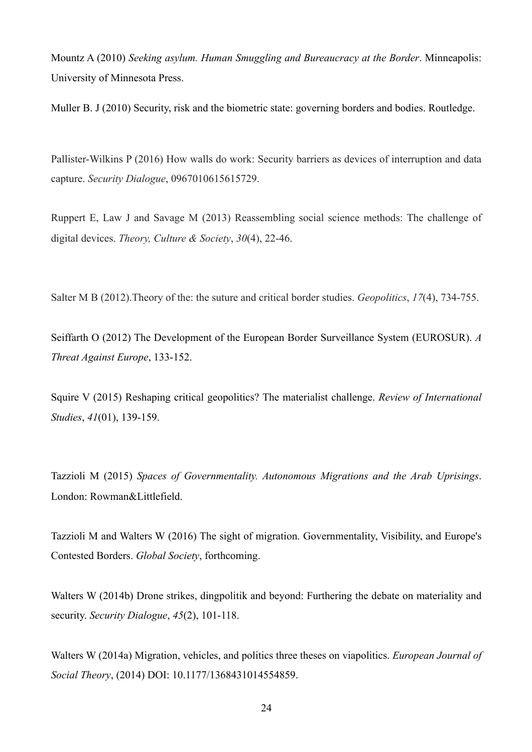Mountz A (2010) *Seeking asylum. Human Smuggling and Bureaucracy at the Border*. Minneapolis: University of Minnesota Press.

Muller B. J (2010) Security, risk and the biometric state: governing borders and bodies. Routledge.

Pallister-Wilkins P (2016) How walls do work: Security barriers as devices of interruption and data capture. *Security Dialogue*, 0967010615615729.

Ruppert E, Law J and Savage M (2013) Reassembling social science methods: The challenge of digital devices. *Theory, Culture & Society*, *30*(4), 22-46.

Salter M B (2012).Theory of the: the suture and critical border studies. *Geopolitics*, *17*(4), 734-755.

Seiffarth O (2012) The Development of the European Border Surveillance System (EUROSUR). *A Threat Against Europe*, 133-152.

Squire V (2015) Reshaping critical geopolitics? The materialist challenge. *Review of International Studies*, *41*(01), 139-159.

Tazzioli M (2015) *Spaces of Governmentality. Autonomous Migrations and the Arab Uprisings*. London: Rowman&Littlefield.

Tazzioli M and Walters W (2016) The sight of migration. Governmentality, Visibility, and Europe's Contested Borders. *Global Society*, forthcoming.

Walters W (2014b) Drone strikes, dingpolitik and beyond: Furthering the debate on materiality and security. *Security Dialogue*, *45*(2), 101-118.

Walters W (2014a) Migration, vehicles, and politics three theses on viapolitics. *European Journal of Social Theory*, (2014) DOI: 10.1177/1368431014554859.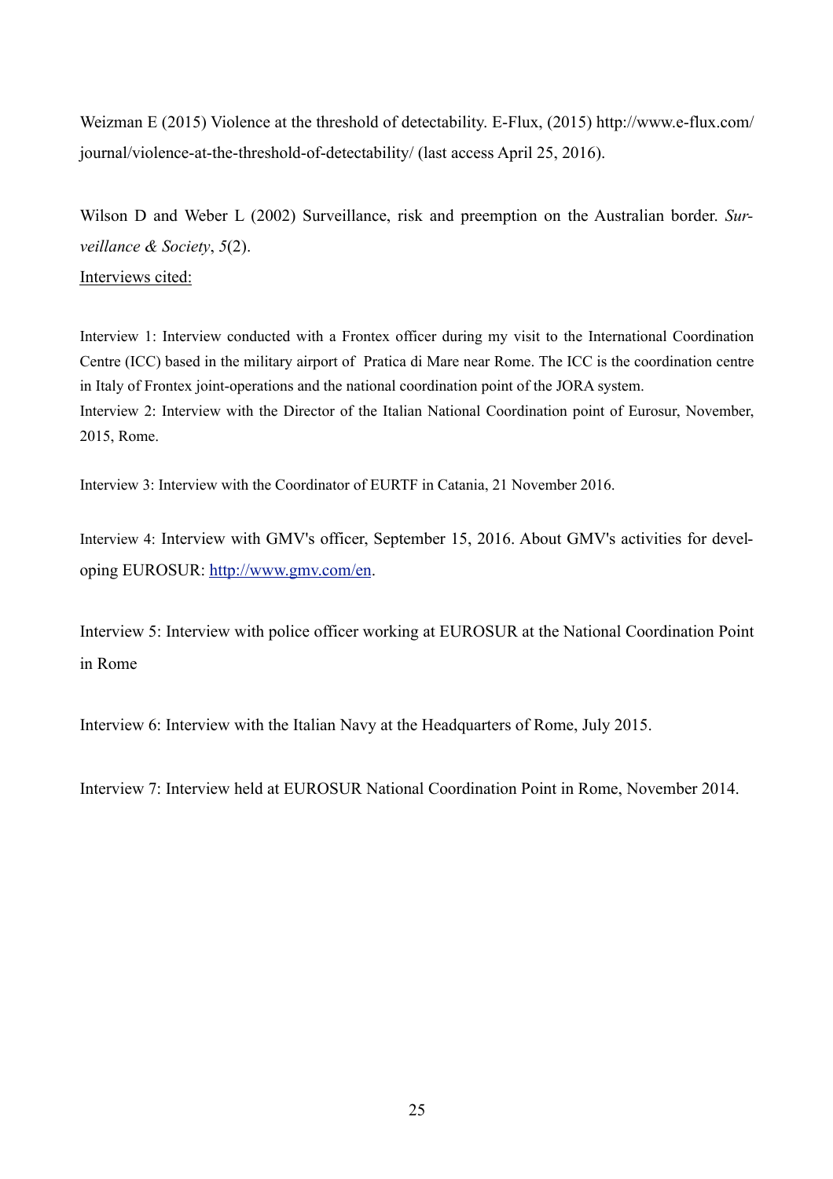Weizman E (2015) Violence at the threshold of detectability. E-Flux, (2015) http://www.e-flux.com/journal/violence-at-the-threshold-of-detectability/ (last access April 25, 2016).

Wilson D and Weber L (2002) Surveillance, risk and preemption on the Australian border. *Surveillance & Society*, *5*(2).

Interviews cited:

Interview 1: Interview conducted with a Frontex officer during my visit to the International Coordination Centre (ICC) based in the military airport of Pratica di Mare near Rome. The ICC is the coordination centre in Italy of Frontex joint-operations and the national coordination point of the JORA system.

Interview 2: Interview with the Director of the Italian National Coordination point of Eurosur, November, 2015, Rome.

Interview 3: Interview with the Coordinator of EURTF in Catania, 21 November 2016.

Interview 4: Interview with GMV's officer, September 15, 2016. About GMV's activities for developing EUROSUR: [http://www.gmv.com/en](http://www.gmv.com/en).

Interview 5: Interview with police officer working at EUROSUR at the National Coordination Point in Rome

Interview 6: Interview with the Italian Navy at the Headquarters of Rome, July 2015.

Interview 7: Interview held at EUROSUR National Coordination Point in Rome, November 2014.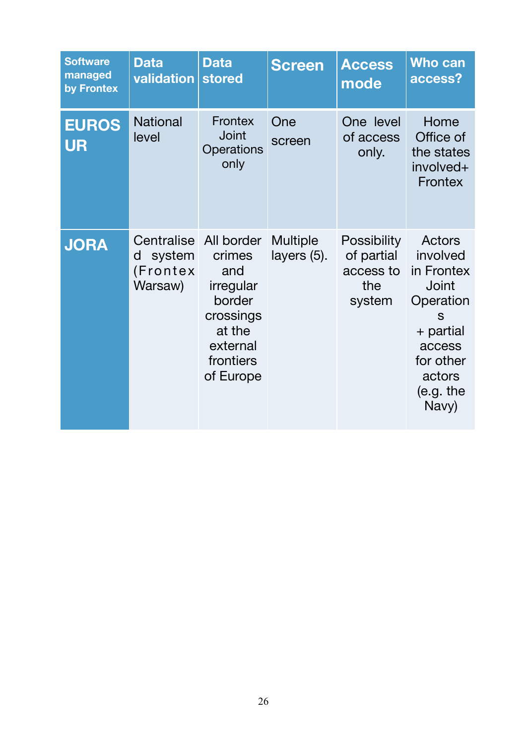| Software managed by Frontex | Data validation | Data stored | Screen | Access mode | Who can access? |
|---|---|---|---|---|---|
| **EUROSUR** | National level | Frontex Joint Operations only | One screen | One level of access only. | Home Office of the states involved+ Frontex |
| **JORA** | Centralised system (Frontex Warsaw) | All border crimes and irregular border crossings at the external frontiers of Europe | Multiple layers (5). | Possibility of partial access to the system | Actors involved in Frontex Joint Operations + partial access for other actors (e.g. the Navy) |